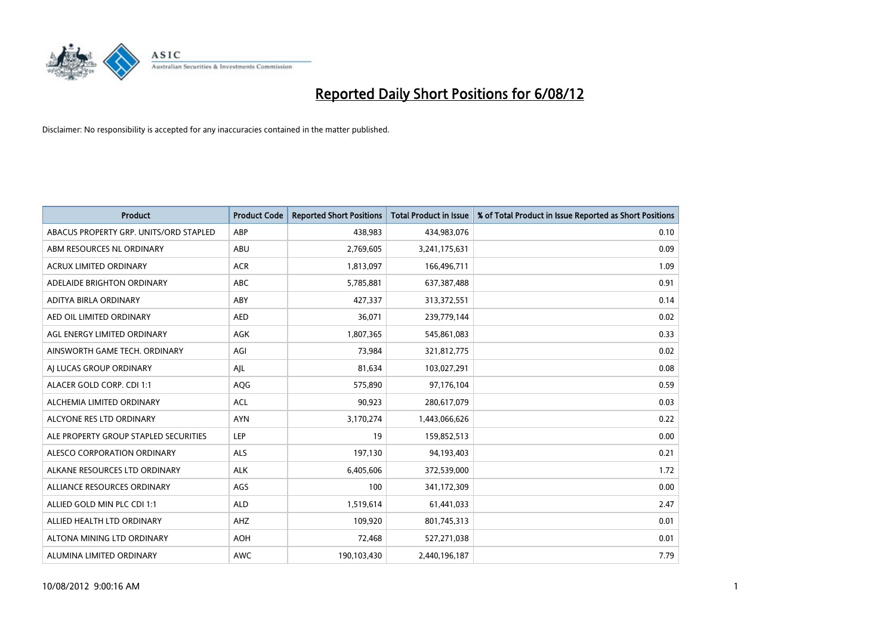# Reported Daily Short Positions for 6/08/12

Disclaimer: No responsibility is accepted for any inaccuracies contained in the matter published.

| Product | Product Code | Reported Short Positions | Total Product in Issue | % of Total Product in Issue Reported as Short Positions |
|---|---|---|---|---|
| ABACUS PROPERTY GRP. UNITS/ORD STAPLED | ABP | 438,983 | 434,983,076 | 0.10 |
| ABM RESOURCES NL ORDINARY | ABU | 2,769,605 | 3,241,175,631 | 0.09 |
| ACRUX LIMITED ORDINARY | ACR | 1,813,097 | 166,496,711 | 1.09 |
| ADELAIDE BRIGHTON ORDINARY | ABC | 5,785,881 | 637,387,488 | 0.91 |
| ADITYA BIRLA ORDINARY | ABY | 427,337 | 313,372,551 | 0.14 |
| AED OIL LIMITED ORDINARY | AED | 36,071 | 239,779,144 | 0.02 |
| AGL ENERGY LIMITED ORDINARY | AGK | 1,807,365 | 545,861,083 | 0.33 |
| AINSWORTH GAME TECH. ORDINARY | AGI | 73,984 | 321,812,775 | 0.02 |
| AJ LUCAS GROUP ORDINARY | AJL | 81,634 | 103,027,291 | 0.08 |
| ALACER GOLD CORP. CDI 1:1 | AQG | 575,890 | 97,176,104 | 0.59 |
| ALCHEMIA LIMITED ORDINARY | ACL | 90,923 | 280,617,079 | 0.03 |
| ALCYONE RES LTD ORDINARY | AYN | 3,170,274 | 1,443,066,626 | 0.22 |
| ALE PROPERTY GROUP STAPLED SECURITIES | LEP | 19 | 159,852,513 | 0.00 |
| ALESCO CORPORATION ORDINARY | ALS | 197,130 | 94,193,403 | 0.21 |
| ALKANE RESOURCES LTD ORDINARY | ALK | 6,405,606 | 372,539,000 | 1.72 |
| ALLIANCE RESOURCES ORDINARY | AGS | 100 | 341,172,309 | 0.00 |
| ALLIED GOLD MIN PLC CDI 1:1 | ALD | 1,519,614 | 61,441,033 | 2.47 |
| ALLIED HEALTH LTD ORDINARY | AHZ | 109,920 | 801,745,313 | 0.01 |
| ALTONA MINING LTD ORDINARY | AOH | 72,468 | 527,271,038 | 0.01 |
| ALUMINA LIMITED ORDINARY | AWC | 190,103,430 | 2,440,196,187 | 7.79 |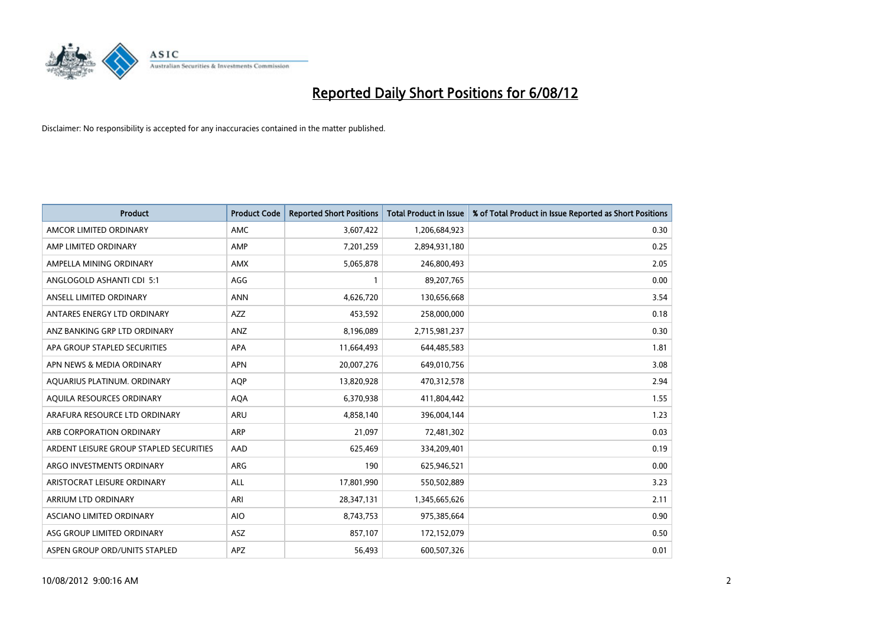# Reported Daily Short Positions for 6/08/12

Disclaimer: No responsibility is accepted for any inaccuracies contained in the matter published.

| Product | Product Code | Reported Short Positions | Total Product in Issue | % of Total Product in Issue Reported as Short Positions |
|---|---|---|---|---|
| AMCOR LIMITED ORDINARY | AMC | 3,607,422 | 1,206,684,923 | 0.30 |
| AMP LIMITED ORDINARY | AMP | 7,201,259 | 2,894,931,180 | 0.25 |
| AMPELLA MINING ORDINARY | AMX | 5,065,878 | 246,800,493 | 2.05 |
| ANGLOGOLD ASHANTI CDI 5:1 | AGG | 1 | 89,207,765 | 0.00 |
| ANSELL LIMITED ORDINARY | ANN | 4,626,720 | 130,656,668 | 3.54 |
| ANTARES ENERGY LTD ORDINARY | AZZ | 453,592 | 258,000,000 | 0.18 |
| ANZ BANKING GRP LTD ORDINARY | ANZ | 8,196,089 | 2,715,981,237 | 0.30 |
| APA GROUP STAPLED SECURITIES | APA | 11,664,493 | 644,485,583 | 1.81 |
| APN NEWS & MEDIA ORDINARY | APN | 20,007,276 | 649,010,756 | 3.08 |
| AQUARIUS PLATINUM. ORDINARY | AQP | 13,820,928 | 470,312,578 | 2.94 |
| AQUILA RESOURCES ORDINARY | AQA | 6,370,938 | 411,804,442 | 1.55 |
| ARAFURA RESOURCE LTD ORDINARY | ARU | 4,858,140 | 396,004,144 | 1.23 |
| ARB CORPORATION ORDINARY | ARP | 21,097 | 72,481,302 | 0.03 |
| ARDENT LEISURE GROUP STAPLED SECURITIES | AAD | 625,469 | 334,209,401 | 0.19 |
| ARGO INVESTMENTS ORDINARY | ARG | 190 | 625,946,521 | 0.00 |
| ARISTOCRAT LEISURE ORDINARY | ALL | 17,801,990 | 550,502,889 | 3.23 |
| ARRIUM LTD ORDINARY | ARI | 28,347,131 | 1,345,665,626 | 2.11 |
| ASCIANO LIMITED ORDINARY | AIO | 8,743,753 | 975,385,664 | 0.90 |
| ASG GROUP LIMITED ORDINARY | ASZ | 857,107 | 172,152,079 | 0.50 |
| ASPEN GROUP ORD/UNITS STAPLED | APZ | 56,493 | 600,507,326 | 0.01 |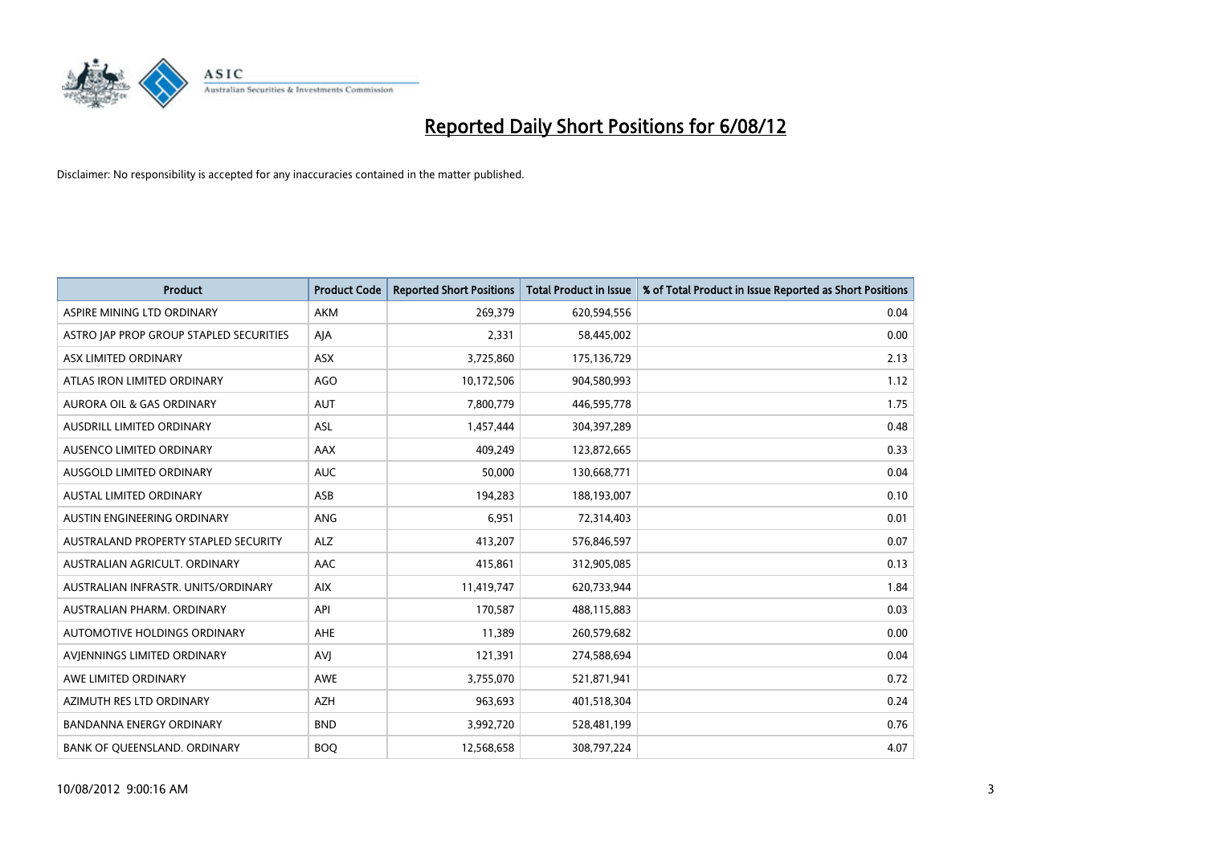# Reported Daily Short Positions for 6/08/12

Disclaimer: No responsibility is accepted for any inaccuracies contained in the matter published.

| Product | Product Code | Reported Short Positions | Total Product in Issue | % of Total Product in Issue Reported as Short Positions |
|---|---|---|---|---|
| ASPIRE MINING LTD ORDINARY | AKM | 269,379 | 620,594,556 | 0.04 |
| ASTRO JAP PROP GROUP STAPLED SECURITIES | AJA | 2,331 | 58,445,002 | 0.00 |
| ASX LIMITED ORDINARY | ASX | 3,725,860 | 175,136,729 | 2.13 |
| ATLAS IRON LIMITED ORDINARY | AGO | 10,172,506 | 904,580,993 | 1.12 |
| AURORA OIL & GAS ORDINARY | AUT | 7,800,779 | 446,595,778 | 1.75 |
| AUSDRILL LIMITED ORDINARY | ASL | 1,457,444 | 304,397,289 | 0.48 |
| AUSENCO LIMITED ORDINARY | AAX | 409,249 | 123,872,665 | 0.33 |
| AUSGOLD LIMITED ORDINARY | AUC | 50,000 | 130,668,771 | 0.04 |
| AUSTAL LIMITED ORDINARY | ASB | 194,283 | 188,193,007 | 0.10 |
| AUSTIN ENGINEERING ORDINARY | ANG | 6,951 | 72,314,403 | 0.01 |
| AUSTRALAND PROPERTY STAPLED SECURITY | ALZ | 413,207 | 576,846,597 | 0.07 |
| AUSTRALIAN AGRICULT. ORDINARY | AAC | 415,861 | 312,905,085 | 0.13 |
| AUSTRALIAN INFRASTR. UNITS/ORDINARY | AIX | 11,419,747 | 620,733,944 | 1.84 |
| AUSTRALIAN PHARM. ORDINARY | API | 170,587 | 488,115,883 | 0.03 |
| AUTOMOTIVE HOLDINGS ORDINARY | AHE | 11,389 | 260,579,682 | 0.00 |
| AVJENNINGS LIMITED ORDINARY | AVJ | 121,391 | 274,588,694 | 0.04 |
| AWE LIMITED ORDINARY | AWE | 3,755,070 | 521,871,941 | 0.72 |
| AZIMUTH RES LTD ORDINARY | AZH | 963,693 | 401,518,304 | 0.24 |
| BANDANNA ENERGY ORDINARY | BND | 3,992,720 | 528,481,199 | 0.76 |
| BANK OF QUEENSLAND. ORDINARY | BOQ | 12,568,658 | 308,797,224 | 4.07 |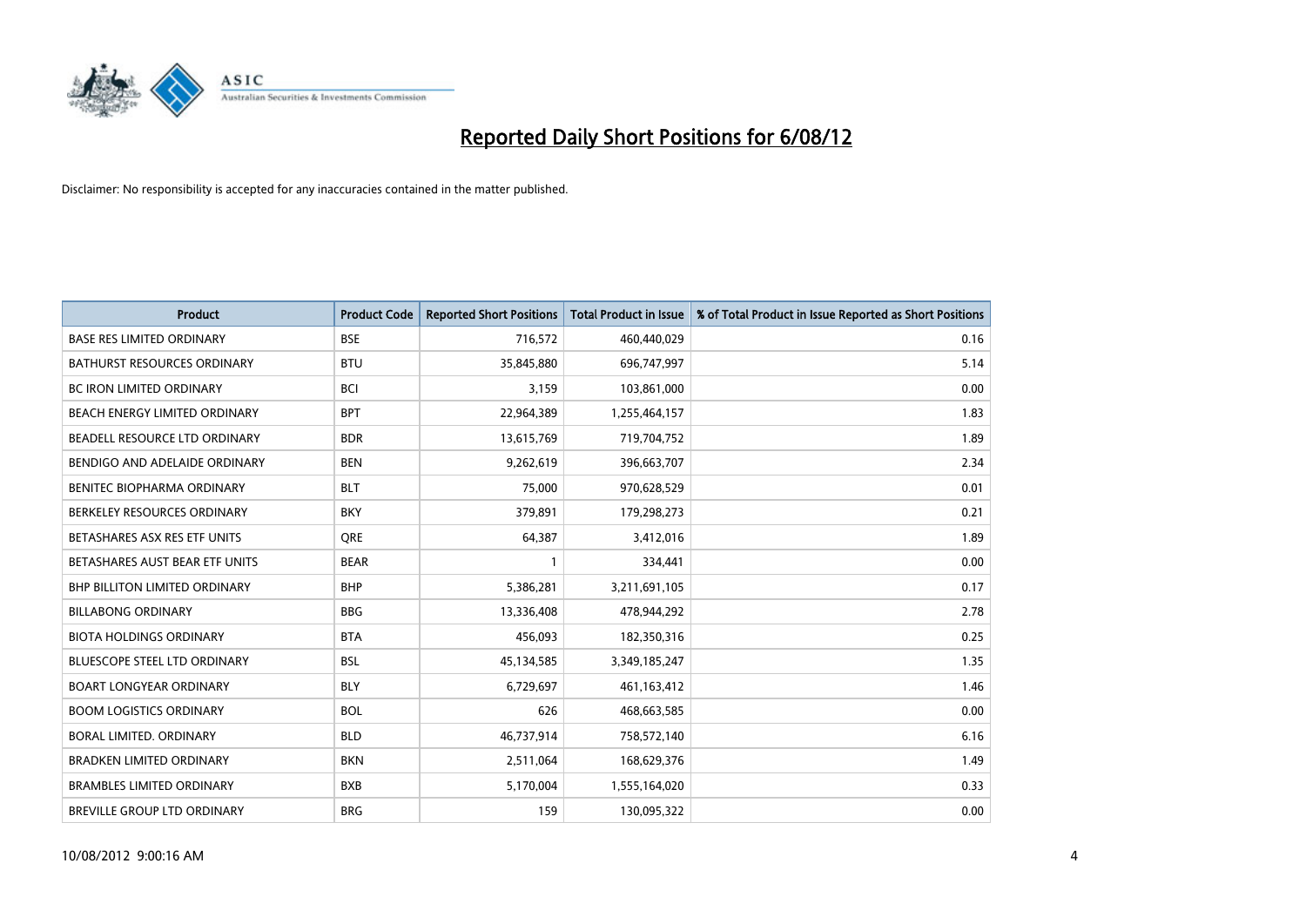# Reported Daily Short Positions for 6/08/12

Disclaimer: No responsibility is accepted for any inaccuracies contained in the matter published.

| Product | Product Code | Reported Short Positions | Total Product in Issue | % of Total Product in Issue Reported as Short Positions |
|---|---|---|---|---|
| BASE RES LIMITED ORDINARY | BSE | 716,572 | 460,440,029 | 0.16 |
| BATHURST RESOURCES ORDINARY | BTU | 35,845,880 | 696,747,997 | 5.14 |
| BC IRON LIMITED ORDINARY | BCI | 3,159 | 103,861,000 | 0.00 |
| BEACH ENERGY LIMITED ORDINARY | BPT | 22,964,389 | 1,255,464,157 | 1.83 |
| BEADELL RESOURCE LTD ORDINARY | BDR | 13,615,769 | 719,704,752 | 1.89 |
| BENDIGO AND ADELAIDE ORDINARY | BEN | 9,262,619 | 396,663,707 | 2.34 |
| BENITEC BIOPHARMA ORDINARY | BLT | 75,000 | 970,628,529 | 0.01 |
| BERKELEY RESOURCES ORDINARY | BKY | 379,891 | 179,298,273 | 0.21 |
| BETASHARES ASX RES ETF UNITS | QRE | 64,387 | 3,412,016 | 1.89 |
| BETASHARES AUST BEAR ETF UNITS | BEAR | 1 | 334,441 | 0.00 |
| BHP BILLITON LIMITED ORDINARY | BHP | 5,386,281 | 3,211,691,105 | 0.17 |
| BILLABONG ORDINARY | BBG | 13,336,408 | 478,944,292 | 2.78 |
| BIOTA HOLDINGS ORDINARY | BTA | 456,093 | 182,350,316 | 0.25 |
| BLUESCOPE STEEL LTD ORDINARY | BSL | 45,134,585 | 3,349,185,247 | 1.35 |
| BOART LONGYEAR ORDINARY | BLY | 6,729,697 | 461,163,412 | 1.46 |
| BOOM LOGISTICS ORDINARY | BOL | 626 | 468,663,585 | 0.00 |
| BORAL LIMITED. ORDINARY | BLD | 46,737,914 | 758,572,140 | 6.16 |
| BRADKEN LIMITED ORDINARY | BKN | 2,511,064 | 168,629,376 | 1.49 |
| BRAMBLES LIMITED ORDINARY | BXB | 5,170,004 | 1,555,164,020 | 0.33 |
| BREVILLE GROUP LTD ORDINARY | BRG | 159 | 130,095,322 | 0.00 |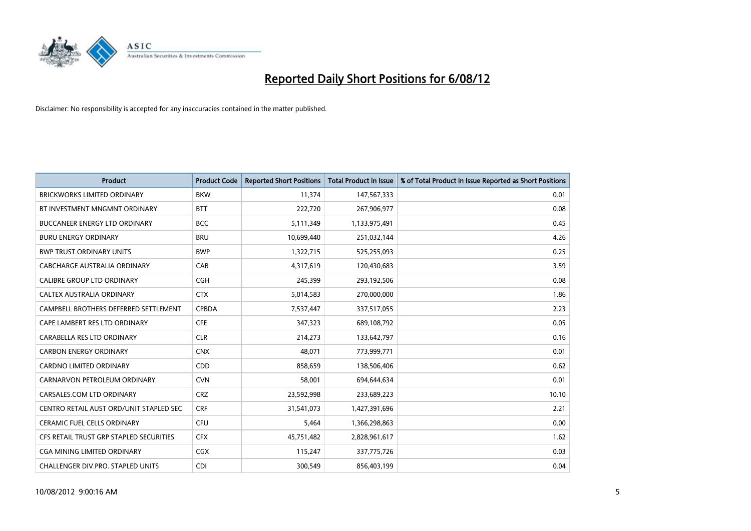# Reported Daily Short Positions for 6/08/12

Disclaimer: No responsibility is accepted for any inaccuracies contained in the matter published.

| Product | Product Code | Reported Short Positions | Total Product in Issue | % of Total Product in Issue Reported as Short Positions |
|---|---|---|---|---|
| BRICKWORKS LIMITED ORDINARY | BKW | 11,374 | 147,567,333 | 0.01 |
| BT INVESTMENT MNGMNT ORDINARY | BTT | 222,720 | 267,906,977 | 0.08 |
| BUCCANEER ENERGY LTD ORDINARY | BCC | 5,111,349 | 1,133,975,491 | 0.45 |
| BURU ENERGY ORDINARY | BRU | 10,699,440 | 251,032,144 | 4.26 |
| BWP TRUST ORDINARY UNITS | BWP | 1,322,715 | 525,255,093 | 0.25 |
| CABCHARGE AUSTRALIA ORDINARY | CAB | 4,317,619 | 120,430,683 | 3.59 |
| CALIBRE GROUP LTD ORDINARY | CGH | 245,399 | 293,192,506 | 0.08 |
| CALTEX AUSTRALIA ORDINARY | CTX | 5,014,583 | 270,000,000 | 1.86 |
| CAMPBELL BROTHERS DEFERRED SETTLEMENT | CPBDA | 7,537,447 | 337,517,055 | 2.23 |
| CAPE LAMBERT RES LTD ORDINARY | CFE | 347,323 | 689,108,792 | 0.05 |
| CARABELLA RES LTD ORDINARY | CLR | 214,273 | 133,642,797 | 0.16 |
| CARBON ENERGY ORDINARY | CNX | 48,071 | 773,999,771 | 0.01 |
| CARDNO LIMITED ORDINARY | CDD | 858,659 | 138,506,406 | 0.62 |
| CARNARVON PETROLEUM ORDINARY | CVN | 58,001 | 694,644,634 | 0.01 |
| CARSALES.COM LTD ORDINARY | CRZ | 23,592,998 | 233,689,223 | 10.10 |
| CENTRO RETAIL AUST ORD/UNIT STAPLED SEC | CRF | 31,541,073 | 1,427,391,696 | 2.21 |
| CERAMIC FUEL CELLS ORDINARY | CFU | 5,464 | 1,366,298,863 | 0.00 |
| CFS RETAIL TRUST GRP STAPLED SECURITIES | CFX | 45,751,482 | 2,828,961,617 | 1.62 |
| CGA MINING LIMITED ORDINARY | CGX | 115,247 | 337,775,726 | 0.03 |
| CHALLENGER DIV.PRO. STAPLED UNITS | CDI | 300,549 | 856,403,199 | 0.04 |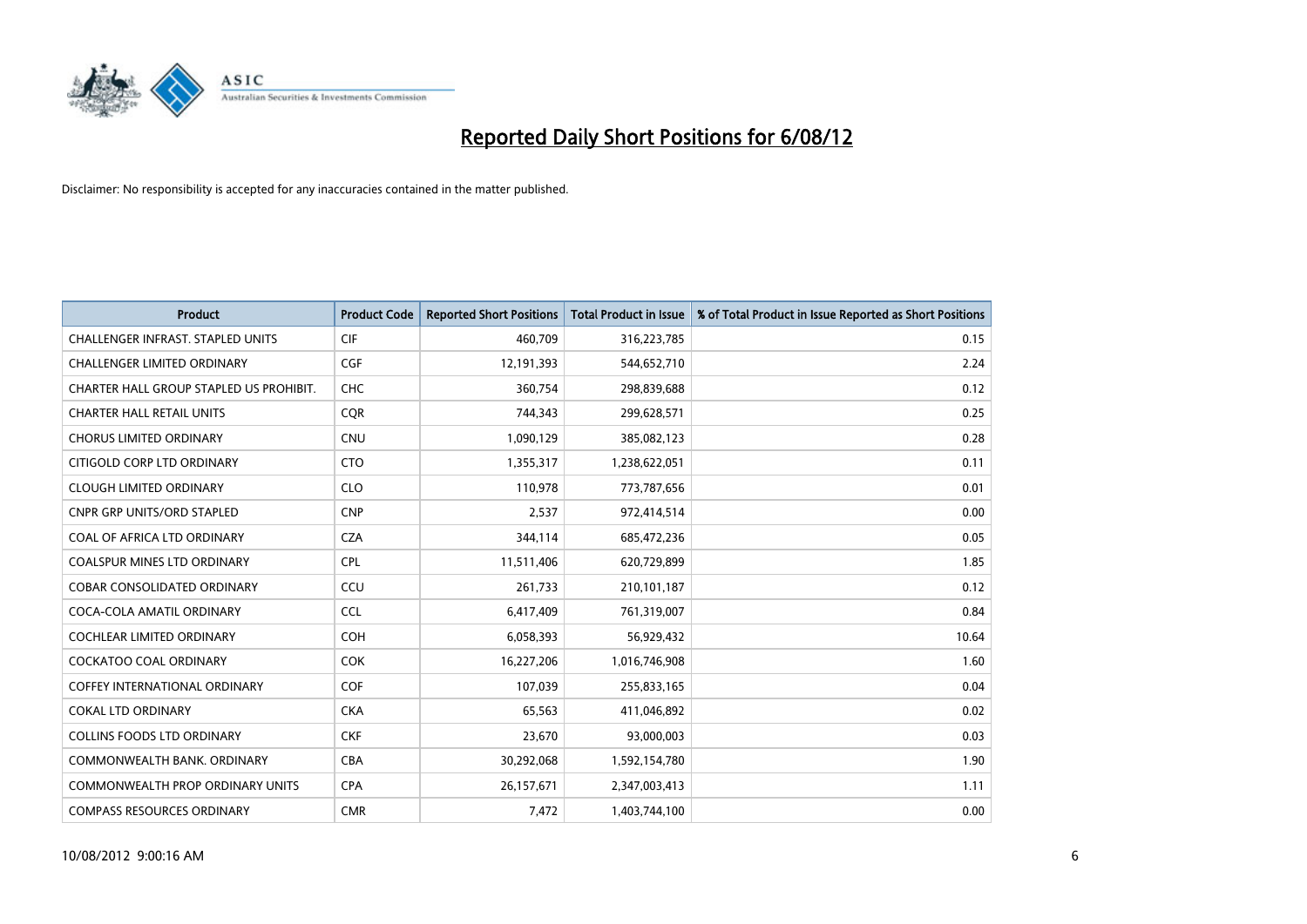# Reported Daily Short Positions for 6/08/12

Disclaimer: No responsibility is accepted for any inaccuracies contained in the matter published.

| Product | Product Code | Reported Short Positions | Total Product in Issue | % of Total Product in Issue Reported as Short Positions |
|---|---|---|---|---|
| CHALLENGER INFRAST. STAPLED UNITS | CIF | 460,709 | 316,223,785 | 0.15 |
| CHALLENGER LIMITED ORDINARY | CGF | 12,191,393 | 544,652,710 | 2.24 |
| CHARTER HALL GROUP STAPLED US PROHIBIT. | CHC | 360,754 | 298,839,688 | 0.12 |
| CHARTER HALL RETAIL UNITS | CQR | 744,343 | 299,628,571 | 0.25 |
| CHORUS LIMITED ORDINARY | CNU | 1,090,129 | 385,082,123 | 0.28 |
| CITIGOLD CORP LTD ORDINARY | CTO | 1,355,317 | 1,238,622,051 | 0.11 |
| CLOUGH LIMITED ORDINARY | CLO | 110,978 | 773,787,656 | 0.01 |
| CNPR GRP UNITS/ORD STAPLED | CNP | 2,537 | 972,414,514 | 0.00 |
| COAL OF AFRICA LTD ORDINARY | CZA | 344,114 | 685,472,236 | 0.05 |
| COALSPUR MINES LTD ORDINARY | CPL | 11,511,406 | 620,729,899 | 1.85 |
| COBAR CONSOLIDATED ORDINARY | CCU | 261,733 | 210,101,187 | 0.12 |
| COCA-COLA AMATIL ORDINARY | CCL | 6,417,409 | 761,319,007 | 0.84 |
| COCHLEAR LIMITED ORDINARY | COH | 6,058,393 | 56,929,432 | 10.64 |
| COCKATOO COAL ORDINARY | COK | 16,227,206 | 1,016,746,908 | 1.60 |
| COFFEY INTERNATIONAL ORDINARY | COF | 107,039 | 255,833,165 | 0.04 |
| COKAL LTD ORDINARY | CKA | 65,563 | 411,046,892 | 0.02 |
| COLLINS FOODS LTD ORDINARY | CKF | 23,670 | 93,000,003 | 0.03 |
| COMMONWEALTH BANK. ORDINARY | CBA | 30,292,068 | 1,592,154,780 | 1.90 |
| COMMONWEALTH PROP ORDINARY UNITS | CPA | 26,157,671 | 2,347,003,413 | 1.11 |
| COMPASS RESOURCES ORDINARY | CMR | 7,472 | 1,403,744,100 | 0.00 |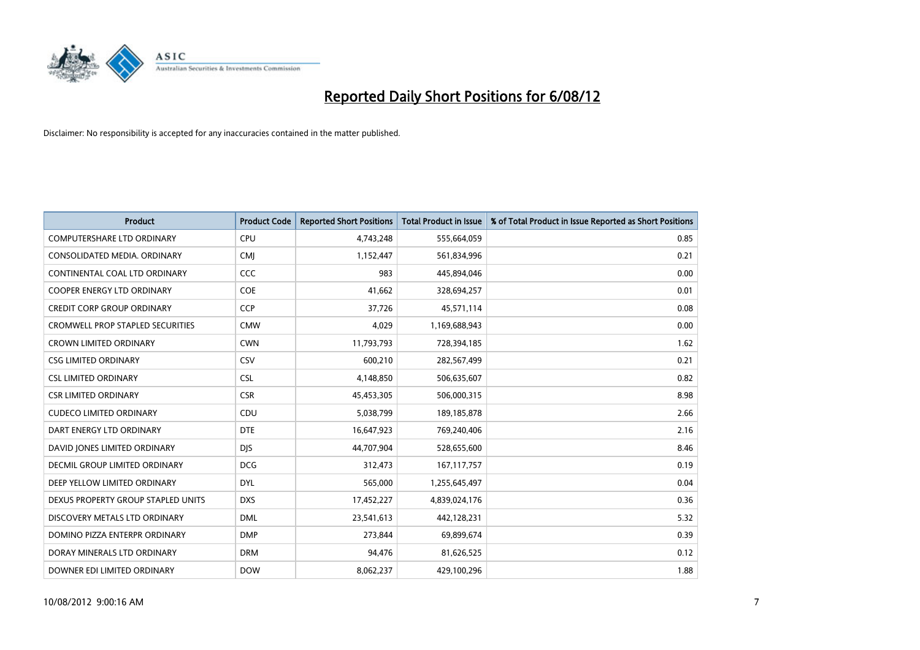# Reported Daily Short Positions for 6/08/12

Disclaimer: No responsibility is accepted for any inaccuracies contained in the matter published.

| Product | Product Code | Reported Short Positions | Total Product in Issue | % of Total Product in Issue Reported as Short Positions |
|---|---|---|---|---|
| COMPUTERSHARE LTD ORDINARY | CPU | 4,743,248 | 555,664,059 | 0.85 |
| CONSOLIDATED MEDIA. ORDINARY | CMJ | 1,152,447 | 561,834,996 | 0.21 |
| CONTINENTAL COAL LTD ORDINARY | CCC | 983 | 445,894,046 | 0.00 |
| COOPER ENERGY LTD ORDINARY | COE | 41,662 | 328,694,257 | 0.01 |
| CREDIT CORP GROUP ORDINARY | CCP | 37,726 | 45,571,114 | 0.08 |
| CROMWELL PROP STAPLED SECURITIES | CMW | 4,029 | 1,169,688,943 | 0.00 |
| CROWN LIMITED ORDINARY | CWN | 11,793,793 | 728,394,185 | 1.62 |
| CSG LIMITED ORDINARY | CSV | 600,210 | 282,567,499 | 0.21 |
| CSL LIMITED ORDINARY | CSL | 4,148,850 | 506,635,607 | 0.82 |
| CSR LIMITED ORDINARY | CSR | 45,453,305 | 506,000,315 | 8.98 |
| CUDECO LIMITED ORDINARY | CDU | 5,038,799 | 189,185,878 | 2.66 |
| DART ENERGY LTD ORDINARY | DTE | 16,647,923 | 769,240,406 | 2.16 |
| DAVID JONES LIMITED ORDINARY | DJS | 44,707,904 | 528,655,600 | 8.46 |
| DECMIL GROUP LIMITED ORDINARY | DCG | 312,473 | 167,117,757 | 0.19 |
| DEEP YELLOW LIMITED ORDINARY | DYL | 565,000 | 1,255,645,497 | 0.04 |
| DEXUS PROPERTY GROUP STAPLED UNITS | DXS | 17,452,227 | 4,839,024,176 | 0.36 |
| DISCOVERY METALS LTD ORDINARY | DML | 23,541,613 | 442,128,231 | 5.32 |
| DOMINO PIZZA ENTERPR ORDINARY | DMP | 273,844 | 69,899,674 | 0.39 |
| DORAY MINERALS LTD ORDINARY | DRM | 94,476 | 81,626,525 | 0.12 |
| DOWNER EDI LIMITED ORDINARY | DOW | 8,062,237 | 429,100,296 | 1.88 |

10/08/2012 9:00:16 AM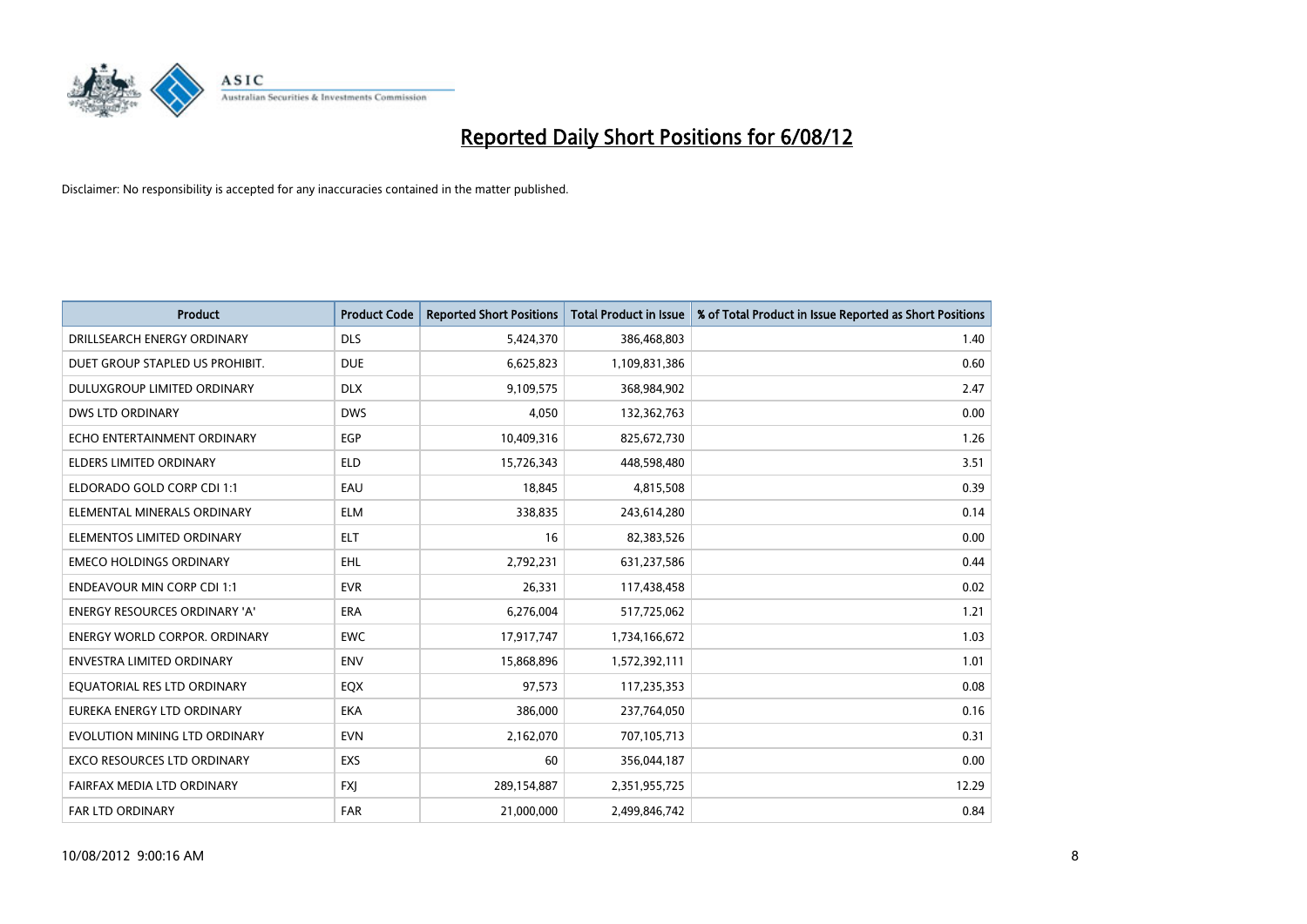# Reported Daily Short Positions for 6/08/12

Disclaimer: No responsibility is accepted for any inaccuracies contained in the matter published.

| Product | Product Code | Reported Short Positions | Total Product in Issue | % of Total Product in Issue Reported as Short Positions |
|---|---|---|---|---|
| DRILLSEARCH ENERGY ORDINARY | DLS | 5,424,370 | 386,468,803 | 1.40 |
| DUET GROUP STAPLED US PROHIBIT. | DUE | 6,625,823 | 1,109,831,386 | 0.60 |
| DULUXGROUP LIMITED ORDINARY | DLX | 9,109,575 | 368,984,902 | 2.47 |
| DWS LTD ORDINARY | DWS | 4,050 | 132,362,763 | 0.00 |
| ECHO ENTERTAINMENT ORDINARY | EGP | 10,409,316 | 825,672,730 | 1.26 |
| ELDERS LIMITED ORDINARY | ELD | 15,726,343 | 448,598,480 | 3.51 |
| ELDORADO GOLD CORP CDI 1:1 | EAU | 18,845 | 4,815,508 | 0.39 |
| ELEMENTAL MINERALS ORDINARY | ELM | 338,835 | 243,614,280 | 0.14 |
| ELEMENTOS LIMITED ORDINARY | ELT | 16 | 82,383,526 | 0.00 |
| EMECO HOLDINGS ORDINARY | EHL | 2,792,231 | 631,237,586 | 0.44 |
| ENDEAVOUR MIN CORP CDI 1:1 | EVR | 26,331 | 117,438,458 | 0.02 |
| ENERGY RESOURCES ORDINARY 'A' | ERA | 6,276,004 | 517,725,062 | 1.21 |
| ENERGY WORLD CORPOR. ORDINARY | EWC | 17,917,747 | 1,734,166,672 | 1.03 |
| ENVESTRA LIMITED ORDINARY | ENV | 15,868,896 | 1,572,392,111 | 1.01 |
| EQUATORIAL RES LTD ORDINARY | EQX | 97,573 | 117,235,353 | 0.08 |
| EUREKA ENERGY LTD ORDINARY | EKA | 386,000 | 237,764,050 | 0.16 |
| EVOLUTION MINING LTD ORDINARY | EVN | 2,162,070 | 707,105,713 | 0.31 |
| EXCO RESOURCES LTD ORDINARY | EXS | 60 | 356,044,187 | 0.00 |
| FAIRFAX MEDIA LTD ORDINARY | FXJ | 289,154,887 | 2,351,955,725 | 12.29 |
| FAR LTD ORDINARY | FAR | 21,000,000 | 2,499,846,742 | 0.84 |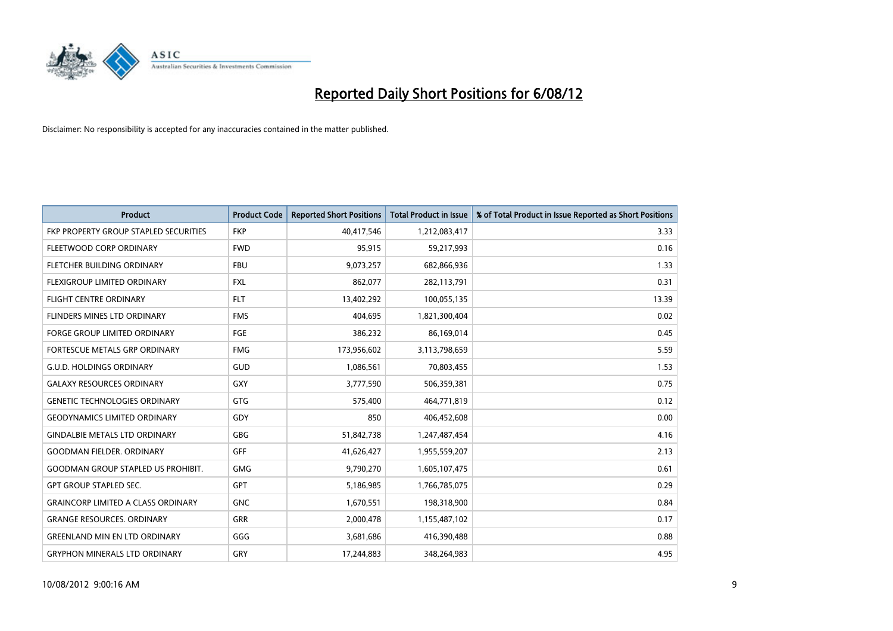# Reported Daily Short Positions for 6/08/12

Disclaimer: No responsibility is accepted for any inaccuracies contained in the matter published.

| Product | Product Code | Reported Short Positions | Total Product in Issue | % of Total Product in Issue Reported as Short Positions |
|---|---|---|---|---|
| FKP PROPERTY GROUP STAPLED SECURITIES | FKP | 40,417,546 | 1,212,083,417 | 3.33 |
| FLEETWOOD CORP ORDINARY | FWD | 95,915 | 59,217,993 | 0.16 |
| FLETCHER BUILDING ORDINARY | FBU | 9,073,257 | 682,866,936 | 1.33 |
| FLEXIGROUP LIMITED ORDINARY | FXL | 862,077 | 282,113,791 | 0.31 |
| FLIGHT CENTRE ORDINARY | FLT | 13,402,292 | 100,055,135 | 13.39 |
| FLINDERS MINES LTD ORDINARY | FMS | 404,695 | 1,821,300,404 | 0.02 |
| FORGE GROUP LIMITED ORDINARY | FGE | 386,232 | 86,169,014 | 0.45 |
| FORTESCUE METALS GRP ORDINARY | FMG | 173,956,602 | 3,113,798,659 | 5.59 |
| G.U.D. HOLDINGS ORDINARY | GUD | 1,086,561 | 70,803,455 | 1.53 |
| GALAXY RESOURCES ORDINARY | GXY | 3,777,590 | 506,359,381 | 0.75 |
| GENETIC TECHNOLOGIES ORDINARY | GTG | 575,400 | 464,771,819 | 0.12 |
| GEODYNAMICS LIMITED ORDINARY | GDY | 850 | 406,452,608 | 0.00 |
| GINDALBIE METALS LTD ORDINARY | GBG | 51,842,738 | 1,247,487,454 | 4.16 |
| GOODMAN FIELDER. ORDINARY | GFF | 41,626,427 | 1,955,559,207 | 2.13 |
| GOODMAN GROUP STAPLED US PROHIBIT. | GMG | 9,790,270 | 1,605,107,475 | 0.61 |
| GPT GROUP STAPLED SEC. | GPT | 5,186,985 | 1,766,785,075 | 0.29 |
| GRAINCORP LIMITED A CLASS ORDINARY | GNC | 1,670,551 | 198,318,900 | 0.84 |
| GRANGE RESOURCES. ORDINARY | GRR | 2,000,478 | 1,155,487,102 | 0.17 |
| GREENLAND MIN EN LTD ORDINARY | GGG | 3,681,686 | 416,390,488 | 0.88 |
| GRYPHON MINERALS LTD ORDINARY | GRY | 17,244,883 | 348,264,983 | 4.95 |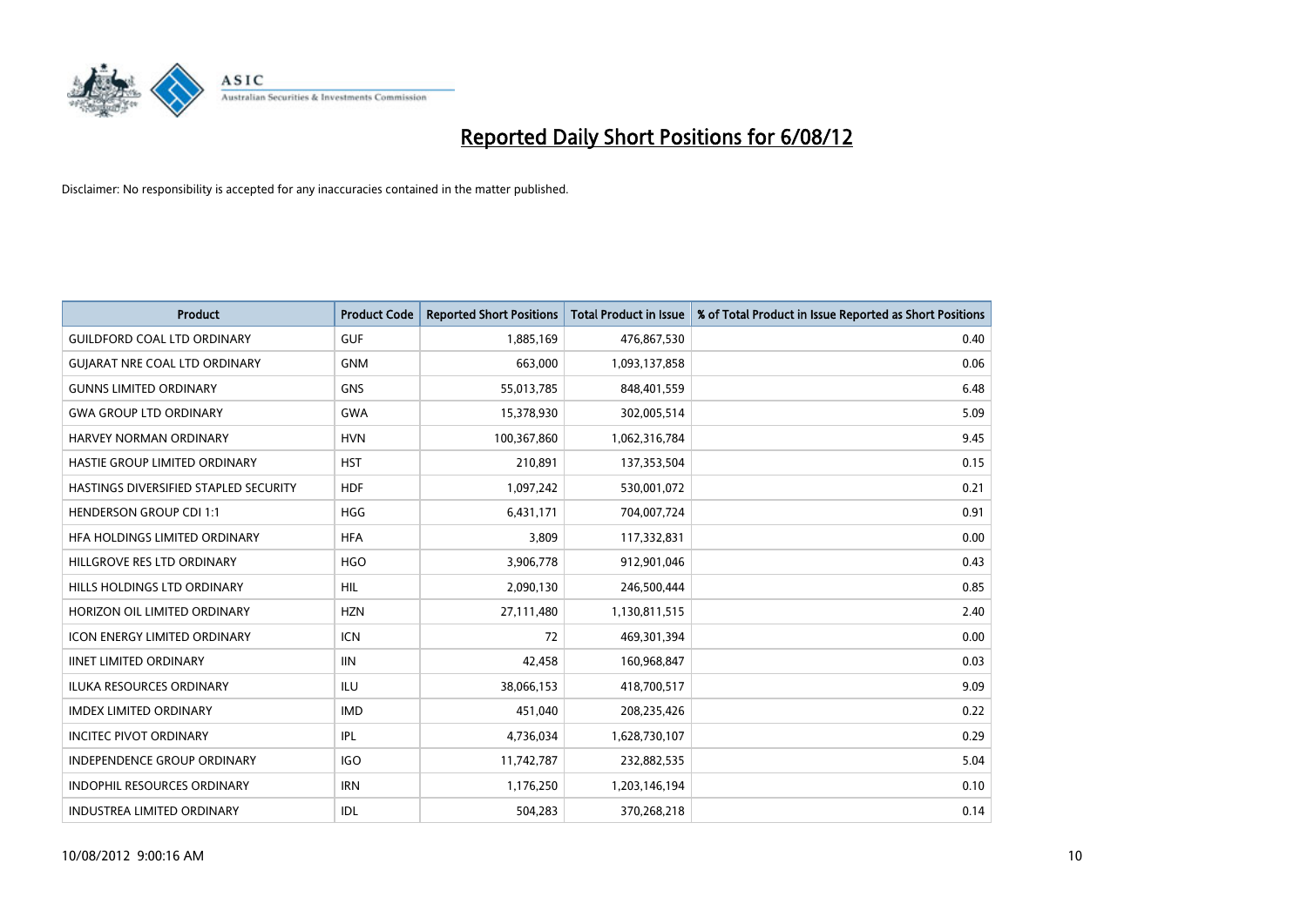# Reported Daily Short Positions for 6/08/12

Disclaimer: No responsibility is accepted for any inaccuracies contained in the matter published.

| Product | Product Code | Reported Short Positions | Total Product in Issue | % of Total Product in Issue Reported as Short Positions |
|---|---|---|---|---|
| GUILDFORD COAL LTD ORDINARY | GUF | 1,885,169 | 476,867,530 | 0.40 |
| GUJARAT NRE COAL LTD ORDINARY | GNM | 663,000 | 1,093,137,858 | 0.06 |
| GUNNS LIMITED ORDINARY | GNS | 55,013,785 | 848,401,559 | 6.48 |
| GWA GROUP LTD ORDINARY | GWA | 15,378,930 | 302,005,514 | 5.09 |
| HARVEY NORMAN ORDINARY | HVN | 100,367,860 | 1,062,316,784 | 9.45 |
| HASTIE GROUP LIMITED ORDINARY | HST | 210,891 | 137,353,504 | 0.15 |
| HASTINGS DIVERSIFIED STAPLED SECURITY | HDF | 1,097,242 | 530,001,072 | 0.21 |
| HENDERSON GROUP CDI 1:1 | HGG | 6,431,171 | 704,007,724 | 0.91 |
| HFA HOLDINGS LIMITED ORDINARY | HFA | 3,809 | 117,332,831 | 0.00 |
| HILLGROVE RES LTD ORDINARY | HGO | 3,906,778 | 912,901,046 | 0.43 |
| HILLS HOLDINGS LTD ORDINARY | HIL | 2,090,130 | 246,500,444 | 0.85 |
| HORIZON OIL LIMITED ORDINARY | HZN | 27,111,480 | 1,130,811,515 | 2.40 |
| ICON ENERGY LIMITED ORDINARY | ICN | 72 | 469,301,394 | 0.00 |
| IINET LIMITED ORDINARY | IIN | 42,458 | 160,968,847 | 0.03 |
| ILUKA RESOURCES ORDINARY | ILU | 38,066,153 | 418,700,517 | 9.09 |
| IMDEX LIMITED ORDINARY | IMD | 451,040 | 208,235,426 | 0.22 |
| INCITEC PIVOT ORDINARY | IPL | 4,736,034 | 1,628,730,107 | 0.29 |
| INDEPENDENCE GROUP ORDINARY | IGO | 11,742,787 | 232,882,535 | 5.04 |
| INDOPHIL RESOURCES ORDINARY | IRN | 1,176,250 | 1,203,146,194 | 0.10 |
| INDUSTREA LIMITED ORDINARY | IDL | 504,283 | 370,268,218 | 0.14 |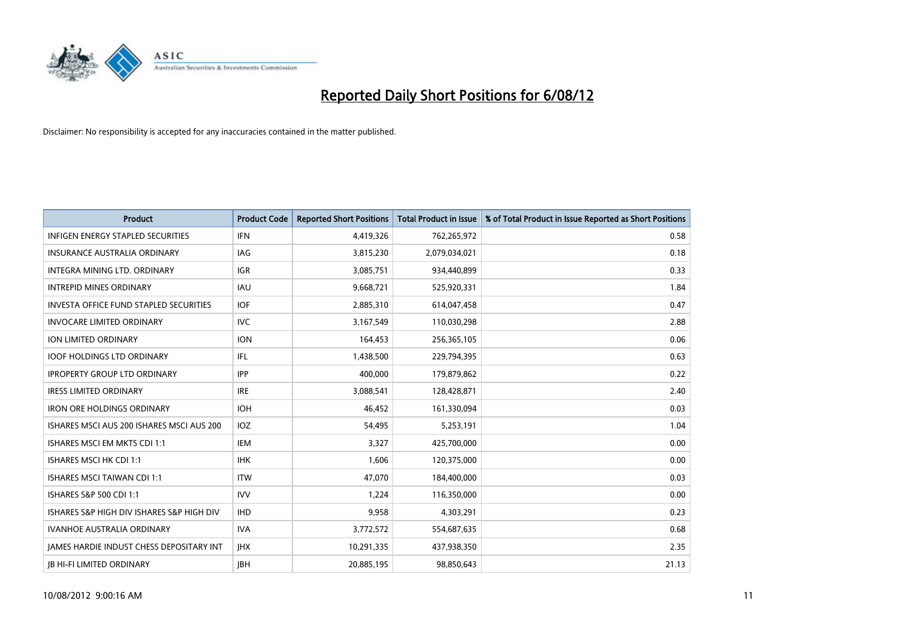# Reported Daily Short Positions for 6/08/12

Disclaimer: No responsibility is accepted for any inaccuracies contained in the matter published.

| Product | Product Code | Reported Short Positions | Total Product in Issue | % of Total Product in Issue Reported as Short Positions |
|---|---|---|---|---|
| INFIGEN ENERGY STAPLED SECURITIES | IFN | 4,419,326 | 762,265,972 | 0.58 |
| INSURANCE AUSTRALIA ORDINARY | IAG | 3,815,230 | 2,079,034,021 | 0.18 |
| INTEGRA MINING LTD. ORDINARY | IGR | 3,085,751 | 934,440,899 | 0.33 |
| INTREPID MINES ORDINARY | IAU | 9,668,721 | 525,920,331 | 1.84 |
| INVESTA OFFICE FUND STAPLED SECURITIES | IOF | 2,885,310 | 614,047,458 | 0.47 |
| INVOCARE LIMITED ORDINARY | IVC | 3,167,549 | 110,030,298 | 2.88 |
| ION LIMITED ORDINARY | ION | 164,453 | 256,365,105 | 0.06 |
| IOOF HOLDINGS LTD ORDINARY | IFL | 1,438,500 | 229,794,395 | 0.63 |
| IPROPERTY GROUP LTD ORDINARY | IPP | 400,000 | 179,879,862 | 0.22 |
| IRESS LIMITED ORDINARY | IRE | 3,088,541 | 128,428,871 | 2.40 |
| IRON ORE HOLDINGS ORDINARY | IOH | 46,452 | 161,330,094 | 0.03 |
| ISHARES MSCI AUS 200 ISHARES MSCI AUS 200 | IOZ | 54,495 | 5,253,191 | 1.04 |
| ISHARES MSCI EM MKTS CDI 1:1 | IEM | 3,327 | 425,700,000 | 0.00 |
| ISHARES MSCI HK CDI 1:1 | IHK | 1,606 | 120,375,000 | 0.00 |
| ISHARES MSCI TAIWAN CDI 1:1 | ITW | 47,070 | 184,400,000 | 0.03 |
| ISHARES S&P 500 CDI 1:1 | IVV | 1,224 | 116,350,000 | 0.00 |
| ISHARES S&P HIGH DIV ISHARES S&P HIGH DIV | IHD | 9,958 | 4,303,291 | 0.23 |
| IVANHOE AUSTRALIA ORDINARY | IVA | 3,772,572 | 554,687,635 | 0.68 |
| JAMES HARDIE INDUST CHESS DEPOSITARY INT | JHX | 10,291,335 | 437,938,350 | 2.35 |
| JB HI-FI LIMITED ORDINARY | JBH | 20,885,195 | 98,850,643 | 21.13 |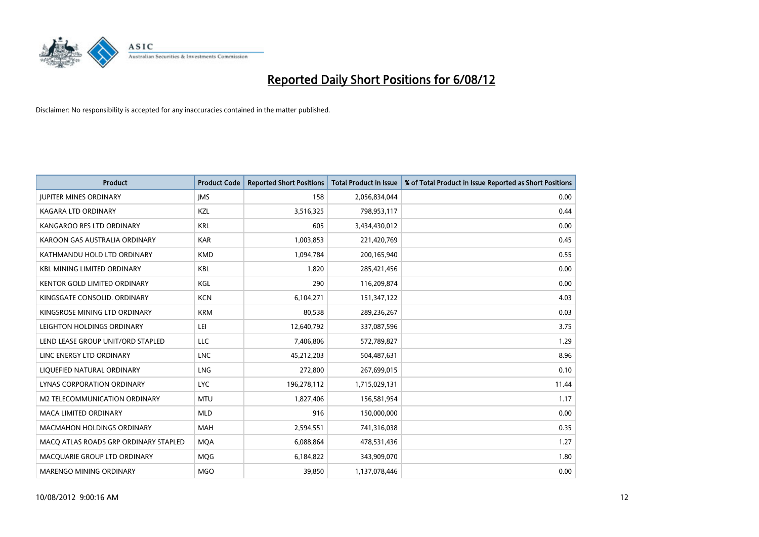# Reported Daily Short Positions for 6/08/12

Disclaimer: No responsibility is accepted for any inaccuracies contained in the matter published.

| Product | Product Code | Reported Short Positions | Total Product in Issue | % of Total Product in Issue Reported as Short Positions |
|---|---|---|---|---|
| JUPITER MINES ORDINARY | JMS | 158 | 2,056,834,044 | 0.00 |
| KAGARA LTD ORDINARY | KZL | 3,516,325 | 798,953,117 | 0.44 |
| KANGAROO RES LTD ORDINARY | KRL | 605 | 3,434,430,012 | 0.00 |
| KAROON GAS AUSTRALIA ORDINARY | KAR | 1,003,853 | 221,420,769 | 0.45 |
| KATHMANDU HOLD LTD ORDINARY | KMD | 1,094,784 | 200,165,940 | 0.55 |
| KBL MINING LIMITED ORDINARY | KBL | 1,820 | 285,421,456 | 0.00 |
| KENTOR GOLD LIMITED ORDINARY | KGL | 290 | 116,209,874 | 0.00 |
| KINGSGATE CONSOLID. ORDINARY | KCN | 6,104,271 | 151,347,122 | 4.03 |
| KINGSROSE MINING LTD ORDINARY | KRM | 80,538 | 289,236,267 | 0.03 |
| LEIGHTON HOLDINGS ORDINARY | LEI | 12,640,792 | 337,087,596 | 3.75 |
| LEND LEASE GROUP UNIT/ORD STAPLED | LLC | 7,406,806 | 572,789,827 | 1.29 |
| LINC ENERGY LTD ORDINARY | LNC | 45,212,203 | 504,487,631 | 8.96 |
| LIQUEFIED NATURAL ORDINARY | LNG | 272,800 | 267,699,015 | 0.10 |
| LYNAS CORPORATION ORDINARY | LYC | 196,278,112 | 1,715,029,131 | 11.44 |
| M2 TELECOMMUNICATION ORDINARY | MTU | 1,827,406 | 156,581,954 | 1.17 |
| MACA LIMITED ORDINARY | MLD | 916 | 150,000,000 | 0.00 |
| MACMAHON HOLDINGS ORDINARY | MAH | 2,594,551 | 741,316,038 | 0.35 |
| MACQ ATLAS ROADS GRP ORDINARY STAPLED | MQA | 6,088,864 | 478,531,436 | 1.27 |
| MACQUARIE GROUP LTD ORDINARY | MQG | 6,184,822 | 343,909,070 | 1.80 |
| MARENGO MINING ORDINARY | MGO | 39,850 | 1,137,078,446 | 0.00 |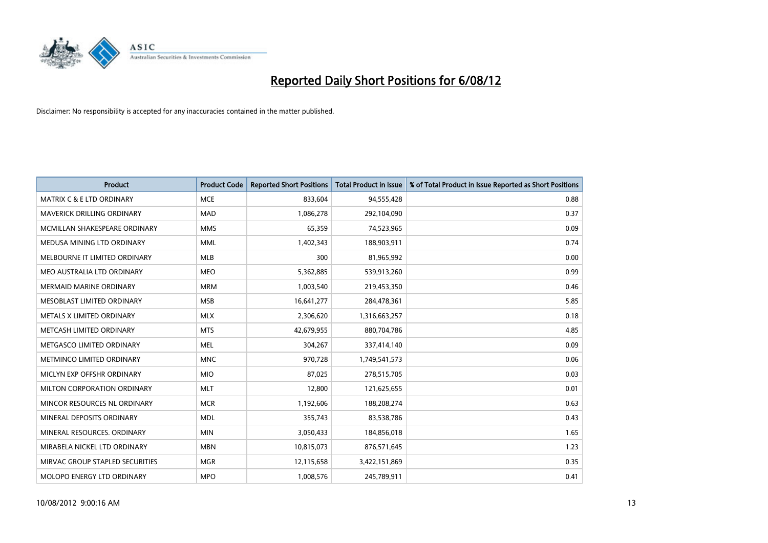# Reported Daily Short Positions for 6/08/12

Disclaimer: No responsibility is accepted for any inaccuracies contained in the matter published.

| Product | Product Code | Reported Short Positions | Total Product in Issue | % of Total Product in Issue Reported as Short Positions |
|---|---|---|---|---|
| MATRIX C & E LTD ORDINARY | MCE | 833,604 | 94,555,428 | 0.88 |
| MAVERICK DRILLING ORDINARY | MAD | 1,086,278 | 292,104,090 | 0.37 |
| MCMILLAN SHAKESPEARE ORDINARY | MMS | 65,359 | 74,523,965 | 0.09 |
| MEDUSA MINING LTD ORDINARY | MML | 1,402,343 | 188,903,911 | 0.74 |
| MELBOURNE IT LIMITED ORDINARY | MLB | 300 | 81,965,992 | 0.00 |
| MEO AUSTRALIA LTD ORDINARY | MEO | 5,362,885 | 539,913,260 | 0.99 |
| MERMAID MARINE ORDINARY | MRM | 1,003,540 | 219,453,350 | 0.46 |
| MESOBLAST LIMITED ORDINARY | MSB | 16,641,277 | 284,478,361 | 5.85 |
| METALS X LIMITED ORDINARY | MLX | 2,306,620 | 1,316,663,257 | 0.18 |
| METCASH LIMITED ORDINARY | MTS | 42,679,955 | 880,704,786 | 4.85 |
| METGASCO LIMITED ORDINARY | MEL | 304,267 | 337,414,140 | 0.09 |
| METMINCO LIMITED ORDINARY | MNC | 970,728 | 1,749,541,573 | 0.06 |
| MICLYN EXP OFFSHR ORDINARY | MIO | 87,025 | 278,515,705 | 0.03 |
| MILTON CORPORATION ORDINARY | MLT | 12,800 | 121,625,655 | 0.01 |
| MINCOR RESOURCES NL ORDINARY | MCR | 1,192,606 | 188,208,274 | 0.63 |
| MINERAL DEPOSITS ORDINARY | MDL | 355,743 | 83,538,786 | 0.43 |
| MINERAL RESOURCES. ORDINARY | MIN | 3,050,433 | 184,856,018 | 1.65 |
| MIRABELA NICKEL LTD ORDINARY | MBN | 10,815,073 | 876,571,645 | 1.23 |
| MIRVAC GROUP STAPLED SECURITIES | MGR | 12,115,658 | 3,422,151,869 | 0.35 |
| MOLOPO ENERGY LTD ORDINARY | MPO | 1,008,576 | 245,789,911 | 0.41 |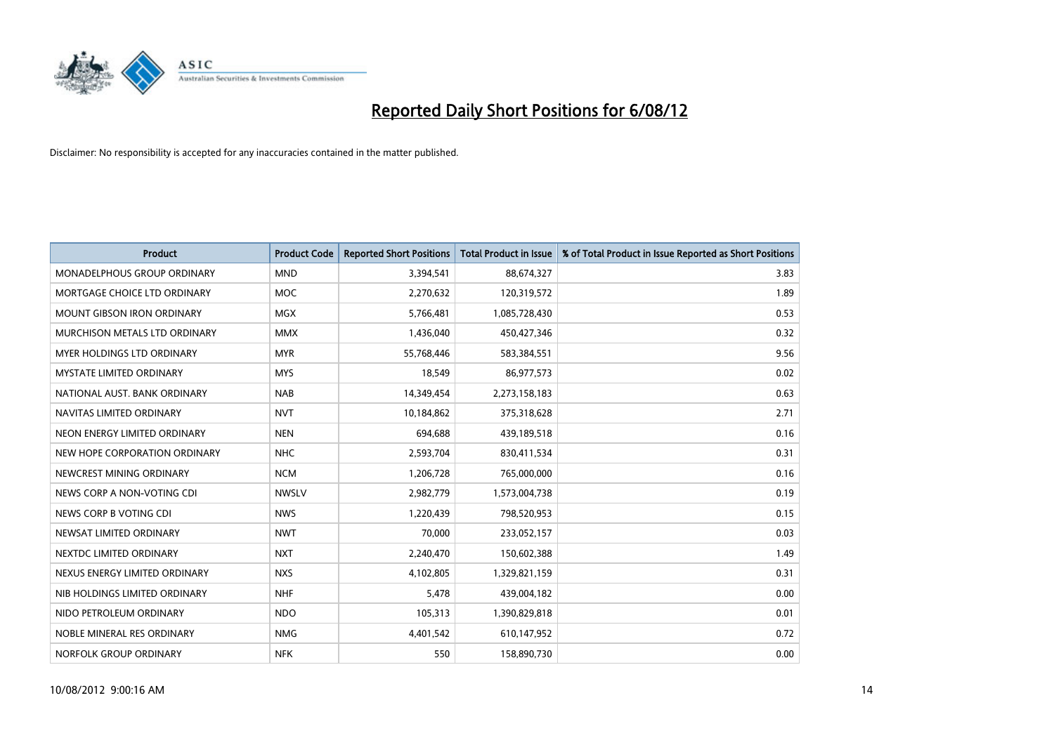# Reported Daily Short Positions for 6/08/12

Disclaimer: No responsibility is accepted for any inaccuracies contained in the matter published.

| Product | Product Code | Reported Short Positions | Total Product in Issue | % of Total Product in Issue Reported as Short Positions |
|---|---|---|---|---|
| MONADELPHOUS GROUP ORDINARY | MND | 3,394,541 | 88,674,327 | 3.83 |
| MORTGAGE CHOICE LTD ORDINARY | MOC | 2,270,632 | 120,319,572 | 1.89 |
| MOUNT GIBSON IRON ORDINARY | MGX | 5,766,481 | 1,085,728,430 | 0.53 |
| MURCHISON METALS LTD ORDINARY | MMX | 1,436,040 | 450,427,346 | 0.32 |
| MYER HOLDINGS LTD ORDINARY | MYR | 55,768,446 | 583,384,551 | 9.56 |
| MYSTATE LIMITED ORDINARY | MYS | 18,549 | 86,977,573 | 0.02 |
| NATIONAL AUST. BANK ORDINARY | NAB | 14,349,454 | 2,273,158,183 | 0.63 |
| NAVITAS LIMITED ORDINARY | NVT | 10,184,862 | 375,318,628 | 2.71 |
| NEON ENERGY LIMITED ORDINARY | NEN | 694,688 | 439,189,518 | 0.16 |
| NEW HOPE CORPORATION ORDINARY | NHC | 2,593,704 | 830,411,534 | 0.31 |
| NEWCREST MINING ORDINARY | NCM | 1,206,728 | 765,000,000 | 0.16 |
| NEWS CORP A NON-VOTING CDI | NWSLV | 2,982,779 | 1,573,004,738 | 0.19 |
| NEWS CORP B VOTING CDI | NWS | 1,220,439 | 798,520,953 | 0.15 |
| NEWSAT LIMITED ORDINARY | NWT | 70,000 | 233,052,157 | 0.03 |
| NEXTDC LIMITED ORDINARY | NXT | 2,240,470 | 150,602,388 | 1.49 |
| NEXUS ENERGY LIMITED ORDINARY | NXS | 4,102,805 | 1,329,821,159 | 0.31 |
| NIB HOLDINGS LIMITED ORDINARY | NHF | 5,478 | 439,004,182 | 0.00 |
| NIDO PETROLEUM ORDINARY | NDO | 105,313 | 1,390,829,818 | 0.01 |
| NOBLE MINERAL RES ORDINARY | NMG | 4,401,542 | 610,147,952 | 0.72 |
| NORFOLK GROUP ORDINARY | NFK | 550 | 158,890,730 | 0.00 |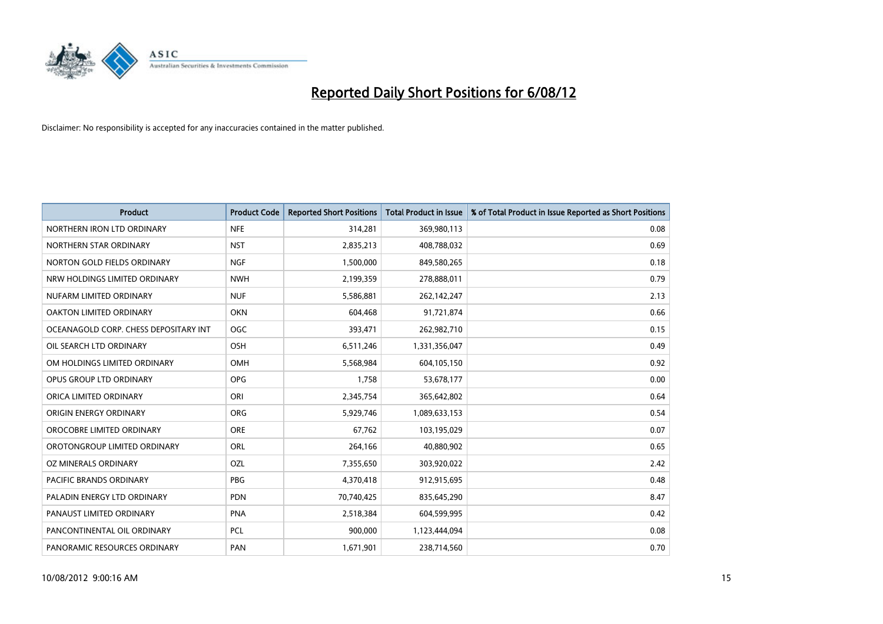# Reported Daily Short Positions for 6/08/12

Disclaimer: No responsibility is accepted for any inaccuracies contained in the matter published.

| Product | Product Code | Reported Short Positions | Total Product in Issue | % of Total Product in Issue Reported as Short Positions |
|---|---|---|---|---|
| NORTHERN IRON LTD ORDINARY | NFE | 314,281 | 369,980,113 | 0.08 |
| NORTHERN STAR ORDINARY | NST | 2,835,213 | 408,788,032 | 0.69 |
| NORTON GOLD FIELDS ORDINARY | NGF | 1,500,000 | 849,580,265 | 0.18 |
| NRW HOLDINGS LIMITED ORDINARY | NWH | 2,199,359 | 278,888,011 | 0.79 |
| NUFARM LIMITED ORDINARY | NUF | 5,586,881 | 262,142,247 | 2.13 |
| OAKTON LIMITED ORDINARY | OKN | 604,468 | 91,721,874 | 0.66 |
| OCEANAGOLD CORP. CHESS DEPOSITARY INT | OGC | 393,471 | 262,982,710 | 0.15 |
| OIL SEARCH LTD ORDINARY | OSH | 6,511,246 | 1,331,356,047 | 0.49 |
| OM HOLDINGS LIMITED ORDINARY | OMH | 5,568,984 | 604,105,150 | 0.92 |
| OPUS GROUP LTD ORDINARY | OPG | 1,758 | 53,678,177 | 0.00 |
| ORICA LIMITED ORDINARY | ORI | 2,345,754 | 365,642,802 | 0.64 |
| ORIGIN ENERGY ORDINARY | ORG | 5,929,746 | 1,089,633,153 | 0.54 |
| OROCOBRE LIMITED ORDINARY | ORE | 67,762 | 103,195,029 | 0.07 |
| OROTONGROUP LIMITED ORDINARY | ORL | 264,166 | 40,880,902 | 0.65 |
| OZ MINERALS ORDINARY | OZL | 7,355,650 | 303,920,022 | 2.42 |
| PACIFIC BRANDS ORDINARY | PBG | 4,370,418 | 912,915,695 | 0.48 |
| PALADIN ENERGY LTD ORDINARY | PDN | 70,740,425 | 835,645,290 | 8.47 |
| PANAUST LIMITED ORDINARY | PNA | 2,518,384 | 604,599,995 | 0.42 |
| PANCONTINENTAL OIL ORDINARY | PCL | 900,000 | 1,123,444,094 | 0.08 |
| PANORAMIC RESOURCES ORDINARY | PAN | 1,671,901 | 238,714,560 | 0.70 |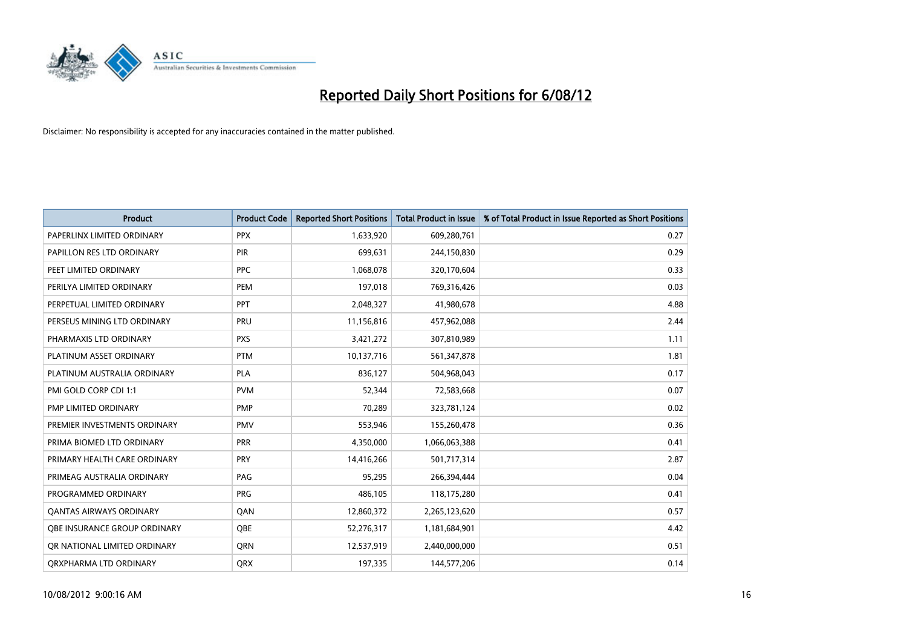# Reported Daily Short Positions for 6/08/12

Disclaimer: No responsibility is accepted for any inaccuracies contained in the matter published.

| Product | Product Code | Reported Short Positions | Total Product in Issue | % of Total Product in Issue Reported as Short Positions |
|---|---|---|---|---|
| PAPERLINX LIMITED ORDINARY | PPX | 1,633,920 | 609,280,761 | 0.27 |
| PAPILLON RES LTD ORDINARY | PIR | 699,631 | 244,150,830 | 0.29 |
| PEET LIMITED ORDINARY | PPC | 1,068,078 | 320,170,604 | 0.33 |
| PERILYA LIMITED ORDINARY | PEM | 197,018 | 769,316,426 | 0.03 |
| PERPETUAL LIMITED ORDINARY | PPT | 2,048,327 | 41,980,678 | 4.88 |
| PERSEUS MINING LTD ORDINARY | PRU | 11,156,816 | 457,962,088 | 2.44 |
| PHARMAXIS LTD ORDINARY | PXS | 3,421,272 | 307,810,989 | 1.11 |
| PLATINUM ASSET ORDINARY | PTM | 10,137,716 | 561,347,878 | 1.81 |
| PLATINUM AUSTRALIA ORDINARY | PLA | 836,127 | 504,968,043 | 0.17 |
| PMI GOLD CORP CDI 1:1 | PVM | 52,344 | 72,583,668 | 0.07 |
| PMP LIMITED ORDINARY | PMP | 70,289 | 323,781,124 | 0.02 |
| PREMIER INVESTMENTS ORDINARY | PMV | 553,946 | 155,260,478 | 0.36 |
| PRIMA BIOMED LTD ORDINARY | PRR | 4,350,000 | 1,066,063,388 | 0.41 |
| PRIMARY HEALTH CARE ORDINARY | PRY | 14,416,266 | 501,717,314 | 2.87 |
| PRIMEAG AUSTRALIA ORDINARY | PAG | 95,295 | 266,394,444 | 0.04 |
| PROGRAMMED ORDINARY | PRG | 486,105 | 118,175,280 | 0.41 |
| QANTAS AIRWAYS ORDINARY | QAN | 12,860,372 | 2,265,123,620 | 0.57 |
| QBE INSURANCE GROUP ORDINARY | QBE | 52,276,317 | 1,181,684,901 | 4.42 |
| QR NATIONAL LIMITED ORDINARY | QRN | 12,537,919 | 2,440,000,000 | 0.51 |
| QRXPHARMA LTD ORDINARY | QRX | 197,335 | 144,577,206 | 0.14 |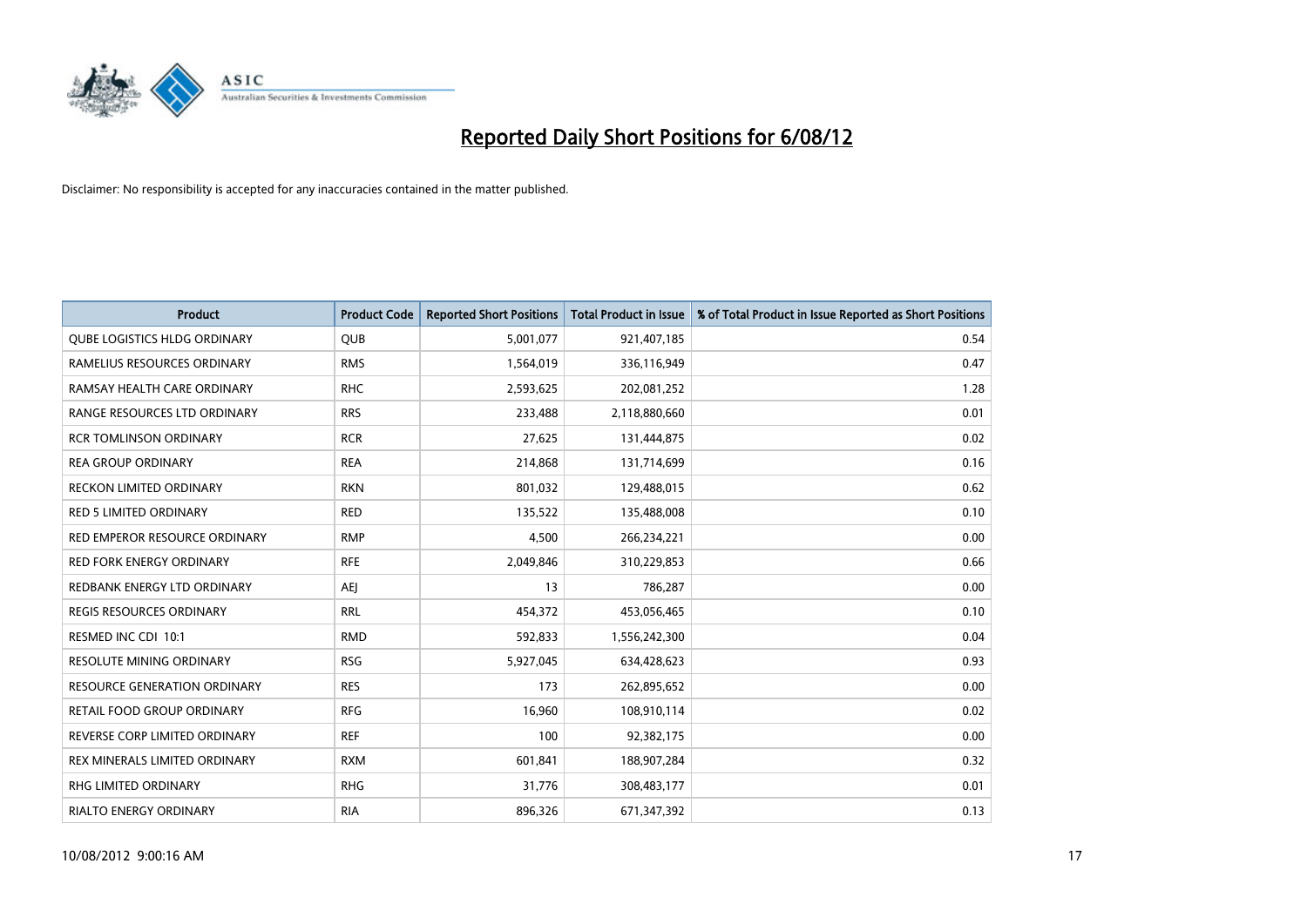# Reported Daily Short Positions for 6/08/12

Disclaimer: No responsibility is accepted for any inaccuracies contained in the matter published.

| Product | Product Code | Reported Short Positions | Total Product in Issue | % of Total Product in Issue Reported as Short Positions |
|---|---|---|---|---|
| QUBE LOGISTICS HLDG ORDINARY | QUB | 5,001,077 | 921,407,185 | 0.54 |
| RAMELIUS RESOURCES ORDINARY | RMS | 1,564,019 | 336,116,949 | 0.47 |
| RAMSAY HEALTH CARE ORDINARY | RHC | 2,593,625 | 202,081,252 | 1.28 |
| RANGE RESOURCES LTD ORDINARY | RRS | 233,488 | 2,118,880,660 | 0.01 |
| RCR TOMLINSON ORDINARY | RCR | 27,625 | 131,444,875 | 0.02 |
| REA GROUP ORDINARY | REA | 214,868 | 131,714,699 | 0.16 |
| RECKON LIMITED ORDINARY | RKN | 801,032 | 129,488,015 | 0.62 |
| RED 5 LIMITED ORDINARY | RED | 135,522 | 135,488,008 | 0.10 |
| RED EMPEROR RESOURCE ORDINARY | RMP | 4,500 | 266,234,221 | 0.00 |
| RED FORK ENERGY ORDINARY | RFE | 2,049,846 | 310,229,853 | 0.66 |
| REDBANK ENERGY LTD ORDINARY | AEJ | 13 | 786,287 | 0.00 |
| REGIS RESOURCES ORDINARY | RRL | 454,372 | 453,056,465 | 0.10 |
| RESMED INC CDI 10:1 | RMD | 592,833 | 1,556,242,300 | 0.04 |
| RESOLUTE MINING ORDINARY | RSG | 5,927,045 | 634,428,623 | 0.93 |
| RESOURCE GENERATION ORDINARY | RES | 173 | 262,895,652 | 0.00 |
| RETAIL FOOD GROUP ORDINARY | RFG | 16,960 | 108,910,114 | 0.02 |
| REVERSE CORP LIMITED ORDINARY | REF | 100 | 92,382,175 | 0.00 |
| REX MINERALS LIMITED ORDINARY | RXM | 601,841 | 188,907,284 | 0.32 |
| RHG LIMITED ORDINARY | RHG | 31,776 | 308,483,177 | 0.01 |
| RIALTO ENERGY ORDINARY | RIA | 896,326 | 671,347,392 | 0.13 |

10/08/2012 9:00:16 AM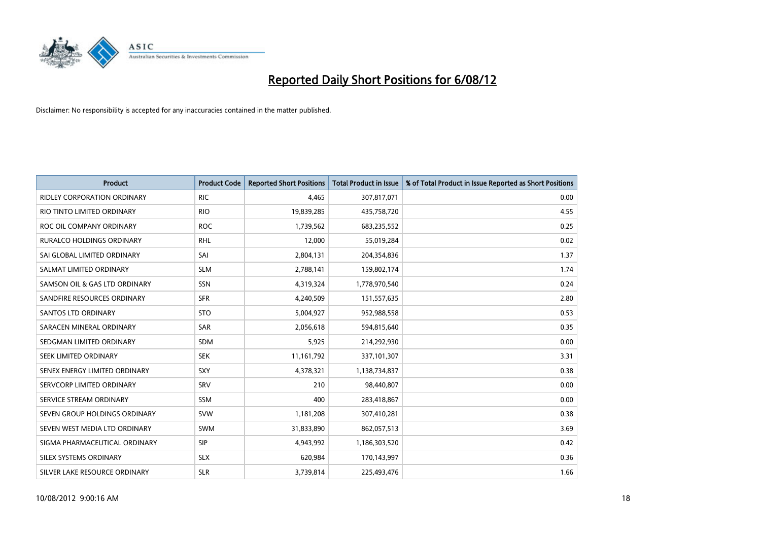# Reported Daily Short Positions for 6/08/12

Disclaimer: No responsibility is accepted for any inaccuracies contained in the matter published.

| Product | Product Code | Reported Short Positions | Total Product in Issue | % of Total Product in Issue Reported as Short Positions |
|---|---|---|---|---|
| RIDLEY CORPORATION ORDINARY | RIC | 4,465 | 307,817,071 | 0.00 |
| RIO TINTO LIMITED ORDINARY | RIO | 19,839,285 | 435,758,720 | 4.55 |
| ROC OIL COMPANY ORDINARY | ROC | 1,739,562 | 683,235,552 | 0.25 |
| RURALCO HOLDINGS ORDINARY | RHL | 12,000 | 55,019,284 | 0.02 |
| SAI GLOBAL LIMITED ORDINARY | SAI | 2,804,131 | 204,354,836 | 1.37 |
| SALMAT LIMITED ORDINARY | SLM | 2,788,141 | 159,802,174 | 1.74 |
| SAMSON OIL & GAS LTD ORDINARY | SSN | 4,319,324 | 1,778,970,540 | 0.24 |
| SANDFIRE RESOURCES ORDINARY | SFR | 4,240,509 | 151,557,635 | 2.80 |
| SANTOS LTD ORDINARY | STO | 5,004,927 | 952,988,558 | 0.53 |
| SARACEN MINERAL ORDINARY | SAR | 2,056,618 | 594,815,640 | 0.35 |
| SEDGMAN LIMITED ORDINARY | SDM | 5,925 | 214,292,930 | 0.00 |
| SEEK LIMITED ORDINARY | SEK | 11,161,792 | 337,101,307 | 3.31 |
| SENEX ENERGY LIMITED ORDINARY | SXY | 4,378,321 | 1,138,734,837 | 0.38 |
| SERVCORP LIMITED ORDINARY | SRV | 210 | 98,440,807 | 0.00 |
| SERVICE STREAM ORDINARY | SSM | 400 | 283,418,867 | 0.00 |
| SEVEN GROUP HOLDINGS ORDINARY | SVW | 1,181,208 | 307,410,281 | 0.38 |
| SEVEN WEST MEDIA LTD ORDINARY | SWM | 31,833,890 | 862,057,513 | 3.69 |
| SIGMA PHARMACEUTICAL ORDINARY | SIP | 4,943,992 | 1,186,303,520 | 0.42 |
| SILEX SYSTEMS ORDINARY | SLX | 620,984 | 170,143,997 | 0.36 |
| SILVER LAKE RESOURCE ORDINARY | SLR | 3,739,814 | 225,493,476 | 1.66 |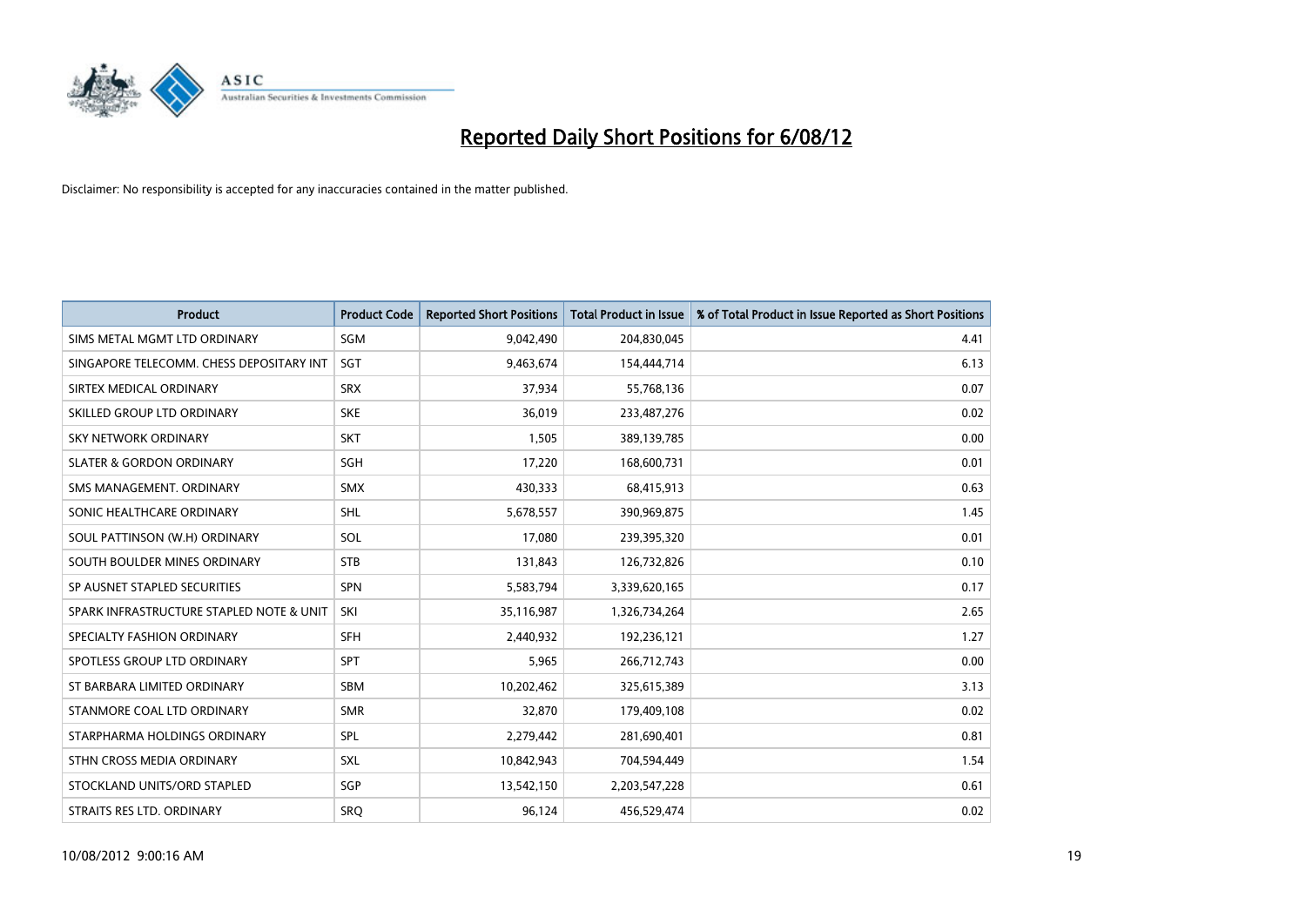# Reported Daily Short Positions for 6/08/12

Disclaimer: No responsibility is accepted for any inaccuracies contained in the matter published.

| Product | Product Code | Reported Short Positions | Total Product in Issue | % of Total Product in Issue Reported as Short Positions |
|---|---|---|---|---|
| SIMS METAL MGMT LTD ORDINARY | SGM | 9,042,490 | 204,830,045 | 4.41 |
| SINGAPORE TELECOMM. CHESS DEPOSITARY INT | SGT | 9,463,674 | 154,444,714 | 6.13 |
| SIRTEX MEDICAL ORDINARY | SRX | 37,934 | 55,768,136 | 0.07 |
| SKILLED GROUP LTD ORDINARY | SKE | 36,019 | 233,487,276 | 0.02 |
| SKY NETWORK ORDINARY | SKT | 1,505 | 389,139,785 | 0.00 |
| SLATER & GORDON ORDINARY | SGH | 17,220 | 168,600,731 | 0.01 |
| SMS MANAGEMENT. ORDINARY | SMX | 430,333 | 68,415,913 | 0.63 |
| SONIC HEALTHCARE ORDINARY | SHL | 5,678,557 | 390,969,875 | 1.45 |
| SOUL PATTINSON (W.H) ORDINARY | SOL | 17,080 | 239,395,320 | 0.01 |
| SOUTH BOULDER MINES ORDINARY | STB | 131,843 | 126,732,826 | 0.10 |
| SP AUSNET STAPLED SECURITIES | SPN | 5,583,794 | 3,339,620,165 | 0.17 |
| SPARK INFRASTRUCTURE STAPLED NOTE & UNIT | SKI | 35,116,987 | 1,326,734,264 | 2.65 |
| SPECIALTY FASHION ORDINARY | SFH | 2,440,932 | 192,236,121 | 1.27 |
| SPOTLESS GROUP LTD ORDINARY | SPT | 5,965 | 266,712,743 | 0.00 |
| ST BARBARA LIMITED ORDINARY | SBM | 10,202,462 | 325,615,389 | 3.13 |
| STANMORE COAL LTD ORDINARY | SMR | 32,870 | 179,409,108 | 0.02 |
| STARPHARMA HOLDINGS ORDINARY | SPL | 2,279,442 | 281,690,401 | 0.81 |
| STHN CROSS MEDIA ORDINARY | SXL | 10,842,943 | 704,594,449 | 1.54 |
| STOCKLAND UNITS/ORD STAPLED | SGP | 13,542,150 | 2,203,547,228 | 0.61 |
| STRAITS RES LTD. ORDINARY | SRQ | 96,124 | 456,529,474 | 0.02 |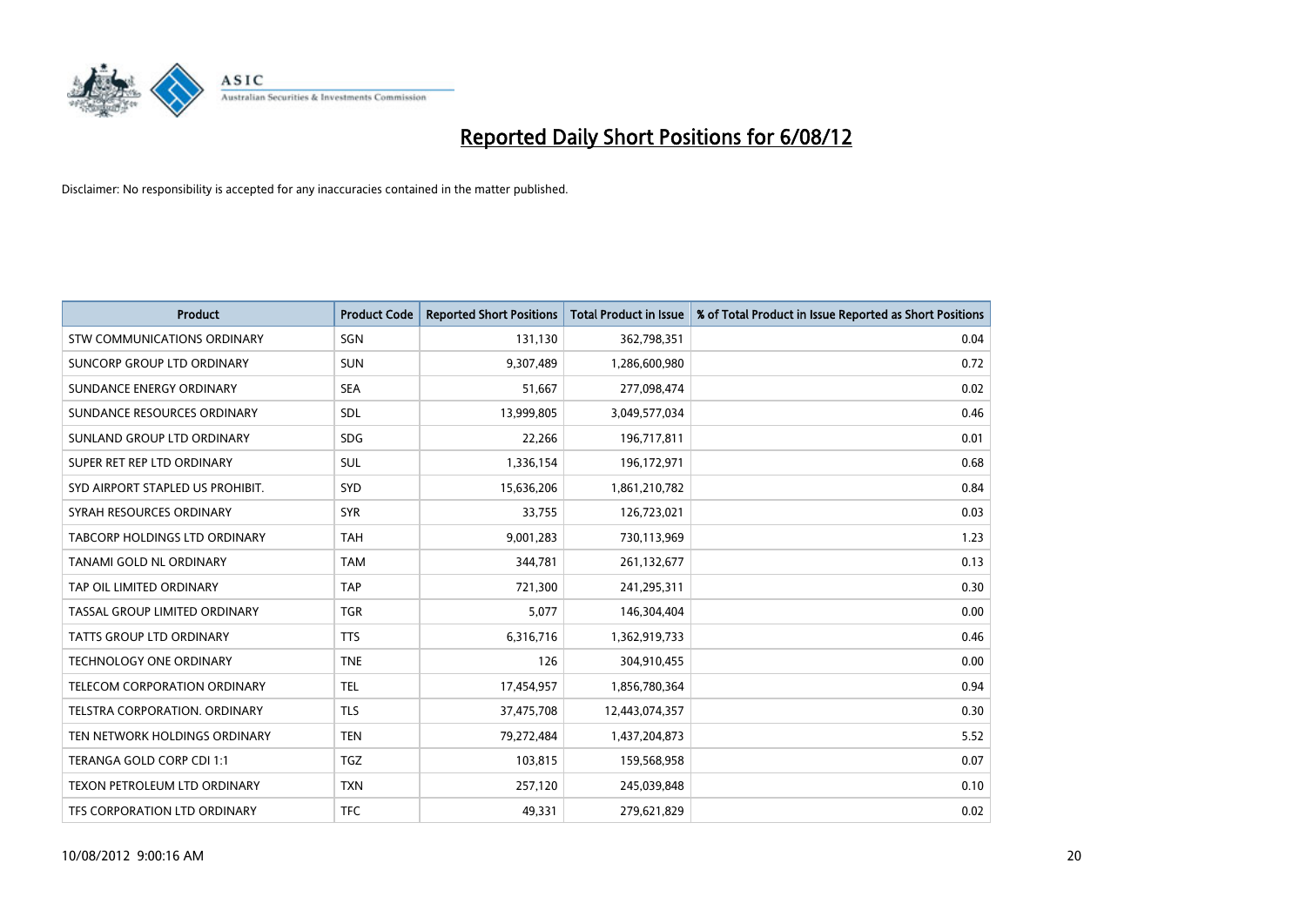# Reported Daily Short Positions for 6/08/12

Disclaimer: No responsibility is accepted for any inaccuracies contained in the matter published.

| Product | Product Code | Reported Short Positions | Total Product in Issue | % of Total Product in Issue Reported as Short Positions |
|---|---|---|---|---|
| STW COMMUNICATIONS ORDINARY | SGN | 131,130 | 362,798,351 | 0.04 |
| SUNCORP GROUP LTD ORDINARY | SUN | 9,307,489 | 1,286,600,980 | 0.72 |
| SUNDANCE ENERGY ORDINARY | SEA | 51,667 | 277,098,474 | 0.02 |
| SUNDANCE RESOURCES ORDINARY | SDL | 13,999,805 | 3,049,577,034 | 0.46 |
| SUNLAND GROUP LTD ORDINARY | SDG | 22,266 | 196,717,811 | 0.01 |
| SUPER RET REP LTD ORDINARY | SUL | 1,336,154 | 196,172,971 | 0.68 |
| SYD AIRPORT STAPLED US PROHIBIT. | SYD | 15,636,206 | 1,861,210,782 | 0.84 |
| SYRAH RESOURCES ORDINARY | SYR | 33,755 | 126,723,021 | 0.03 |
| TABCORP HOLDINGS LTD ORDINARY | TAH | 9,001,283 | 730,113,969 | 1.23 |
| TANAMI GOLD NL ORDINARY | TAM | 344,781 | 261,132,677 | 0.13 |
| TAP OIL LIMITED ORDINARY | TAP | 721,300 | 241,295,311 | 0.30 |
| TASSAL GROUP LIMITED ORDINARY | TGR | 5,077 | 146,304,404 | 0.00 |
| TATTS GROUP LTD ORDINARY | TTS | 6,316,716 | 1,362,919,733 | 0.46 |
| TECHNOLOGY ONE ORDINARY | TNE | 126 | 304,910,455 | 0.00 |
| TELECOM CORPORATION ORDINARY | TEL | 17,454,957 | 1,856,780,364 | 0.94 |
| TELSTRA CORPORATION. ORDINARY | TLS | 37,475,708 | 12,443,074,357 | 0.30 |
| TEN NETWORK HOLDINGS ORDINARY | TEN | 79,272,484 | 1,437,204,873 | 5.52 |
| TERANGA GOLD CORP CDI 1:1 | TGZ | 103,815 | 159,568,958 | 0.07 |
| TEXON PETROLEUM LTD ORDINARY | TXN | 257,120 | 245,039,848 | 0.10 |
| TFS CORPORATION LTD ORDINARY | TFC | 49,331 | 279,621,829 | 0.02 |

10/08/2012 9:00:16 AM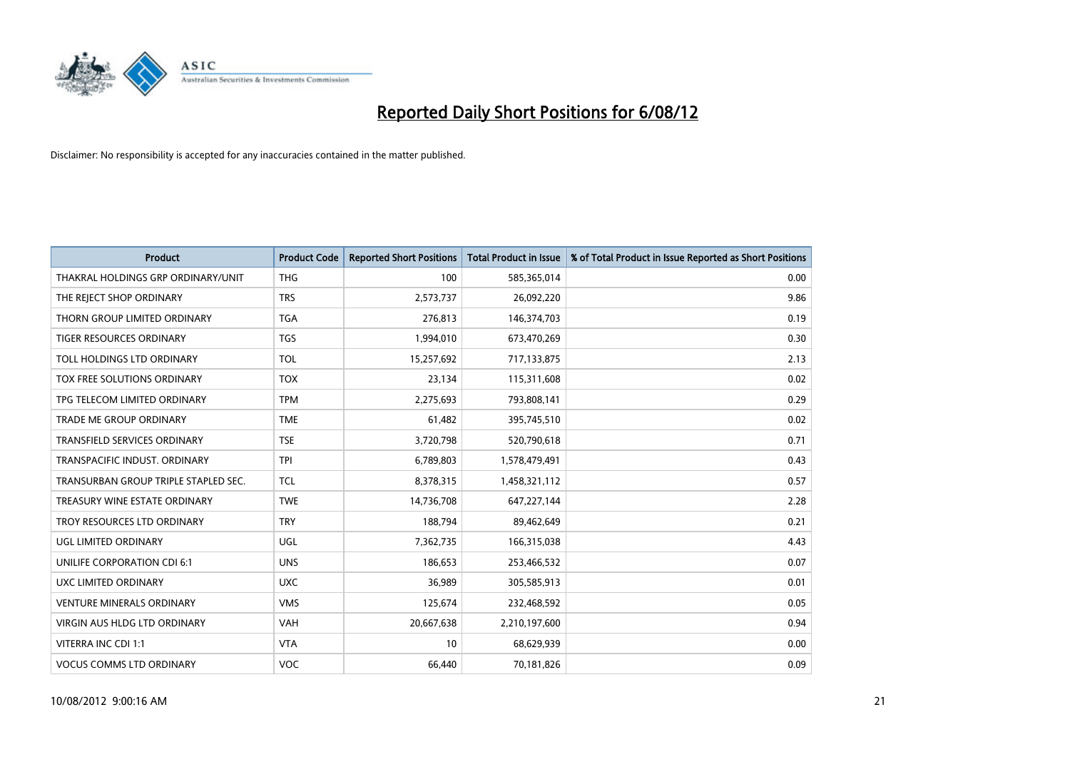# Reported Daily Short Positions for 6/08/12

Disclaimer: No responsibility is accepted for any inaccuracies contained in the matter published.

| Product | Product Code | Reported Short Positions | Total Product in Issue | % of Total Product in Issue Reported as Short Positions |
| --- | --- | --- | --- | --- |
| THAKRAL HOLDINGS GRP ORDINARY/UNIT | THG | 100 | 585,365,014 | 0.00 |
| THE REJECT SHOP ORDINARY | TRS | 2,573,737 | 26,092,220 | 9.86 |
| THORN GROUP LIMITED ORDINARY | TGA | 276,813 | 146,374,703 | 0.19 |
| TIGER RESOURCES ORDINARY | TGS | 1,994,010 | 673,470,269 | 0.30 |
| TOLL HOLDINGS LTD ORDINARY | TOL | 15,257,692 | 717,133,875 | 2.13 |
| TOX FREE SOLUTIONS ORDINARY | TOX | 23,134 | 115,311,608 | 0.02 |
| TPG TELECOM LIMITED ORDINARY | TPM | 2,275,693 | 793,808,141 | 0.29 |
| TRADE ME GROUP ORDINARY | TME | 61,482 | 395,745,510 | 0.02 |
| TRANSFIELD SERVICES ORDINARY | TSE | 3,720,798 | 520,790,618 | 0.71 |
| TRANSPACIFIC INDUST. ORDINARY | TPI | 6,789,803 | 1,578,479,491 | 0.43 |
| TRANSURBAN GROUP TRIPLE STAPLED SEC. | TCL | 8,378,315 | 1,458,321,112 | 0.57 |
| TREASURY WINE ESTATE ORDINARY | TWE | 14,736,708 | 647,227,144 | 2.28 |
| TROY RESOURCES LTD ORDINARY | TRY | 188,794 | 89,462,649 | 0.21 |
| UGL LIMITED ORDINARY | UGL | 7,362,735 | 166,315,038 | 4.43 |
| UNILIFE CORPORATION CDI 6:1 | UNS | 186,653 | 253,466,532 | 0.07 |
| UXC LIMITED ORDINARY | UXC | 36,989 | 305,585,913 | 0.01 |
| VENTURE MINERALS ORDINARY | VMS | 125,674 | 232,468,592 | 0.05 |
| VIRGIN AUS HLDG LTD ORDINARY | VAH | 20,667,638 | 2,210,197,600 | 0.94 |
| VITERRA INC CDI 1:1 | VTA | 10 | 68,629,939 | 0.00 |
| VOCUS COMMS LTD ORDINARY | VOC | 66,440 | 70,181,826 | 0.09 |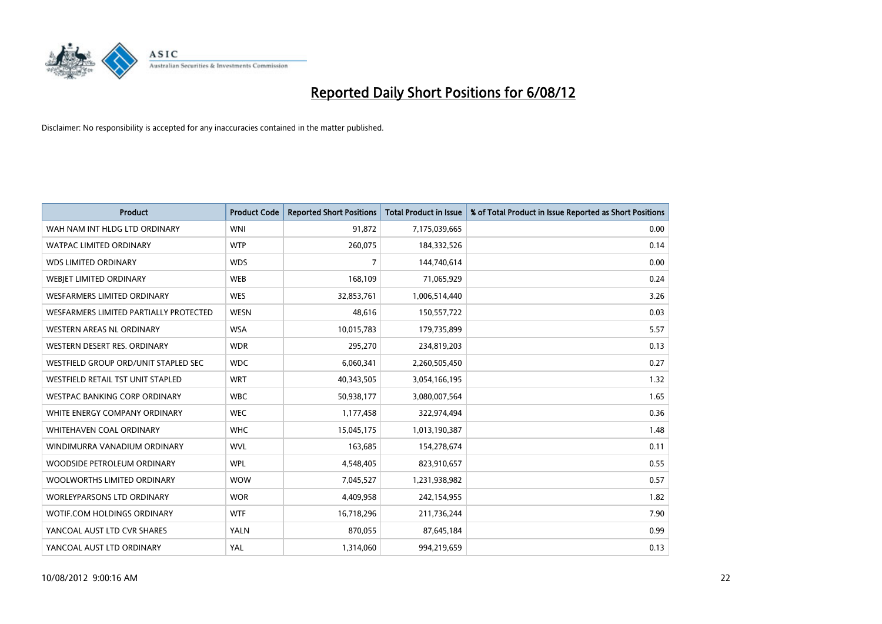# Reported Daily Short Positions for 6/08/12

Disclaimer: No responsibility is accepted for any inaccuracies contained in the matter published.

| Product | Product Code | Reported Short Positions | Total Product in Issue | % of Total Product in Issue Reported as Short Positions |
|---|---|---|---|---|
| WAH NAM INT HLDG LTD ORDINARY | WNI | 91,872 | 7,175,039,665 | 0.00 |
| WATPAC LIMITED ORDINARY | WTP | 260,075 | 184,332,526 | 0.14 |
| WDS LIMITED ORDINARY | WDS | 7 | 144,740,614 | 0.00 |
| WEBJET LIMITED ORDINARY | WEB | 168,109 | 71,065,929 | 0.24 |
| WESFARMERS LIMITED ORDINARY | WES | 32,853,761 | 1,006,514,440 | 3.26 |
| WESFARMERS LIMITED PARTIALLY PROTECTED | WESN | 48,616 | 150,557,722 | 0.03 |
| WESTERN AREAS NL ORDINARY | WSA | 10,015,783 | 179,735,899 | 5.57 |
| WESTERN DESERT RES. ORDINARY | WDR | 295,270 | 234,819,203 | 0.13 |
| WESTFIELD GROUP ORD/UNIT STAPLED SEC | WDC | 6,060,341 | 2,260,505,450 | 0.27 |
| WESTFIELD RETAIL TST UNIT STAPLED | WRT | 40,343,505 | 3,054,166,195 | 1.32 |
| WESTPAC BANKING CORP ORDINARY | WBC | 50,938,177 | 3,080,007,564 | 1.65 |
| WHITE ENERGY COMPANY ORDINARY | WEC | 1,177,458 | 322,974,494 | 0.36 |
| WHITEHAVEN COAL ORDINARY | WHC | 15,045,175 | 1,013,190,387 | 1.48 |
| WINDIMURRA VANADIUM ORDINARY | WVL | 163,685 | 154,278,674 | 0.11 |
| WOODSIDE PETROLEUM ORDINARY | WPL | 4,548,405 | 823,910,657 | 0.55 |
| WOOLWORTHS LIMITED ORDINARY | WOW | 7,045,527 | 1,231,938,982 | 0.57 |
| WORLEYPARSONS LTD ORDINARY | WOR | 4,409,958 | 242,154,955 | 1.82 |
| WOTIF.COM HOLDINGS ORDINARY | WTF | 16,718,296 | 211,736,244 | 7.90 |
| YANCOAL AUST LTD CVR SHARES | YALN | 870,055 | 87,645,184 | 0.99 |
| YANCOAL AUST LTD ORDINARY | YAL | 1,314,060 | 994,219,659 | 0.13 |